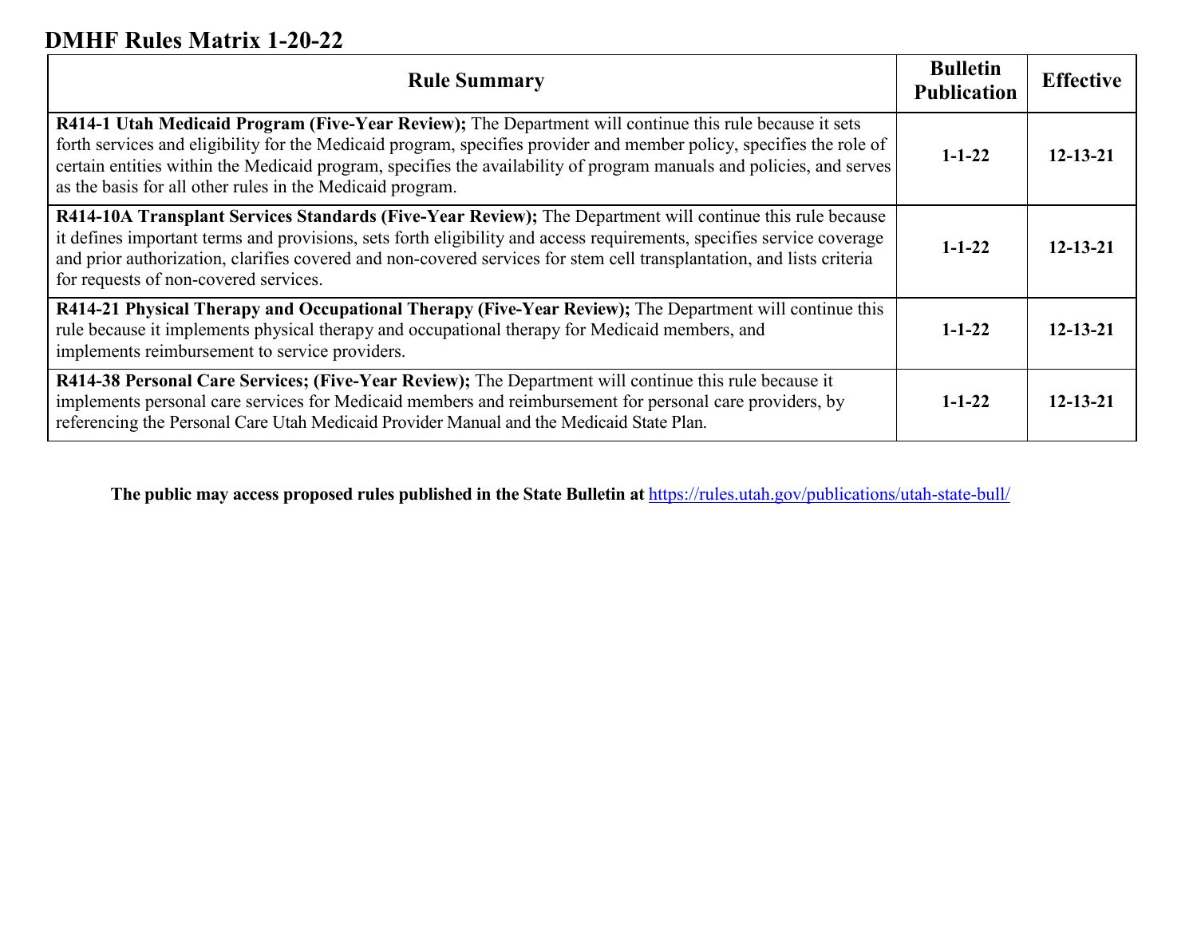# DMHF Rules Matrix 1-20-22

| Rule Summary | Bulletin Publication | Effective |
|---|---|---|
| **R414-1 Utah Medicaid Program (Five-Year Review);** The Department will continue this rule because it sets forth services and eligibility for the Medicaid program, specifies provider and member policy, specifies the role of certain entities within the Medicaid program, specifies the availability of program manuals and policies, and serves as the basis for all other rules in the Medicaid program. | **1-1-22** | **12-13-21** |
| **R414-10A Transplant Services Standards (Five-Year Review);** The Department will continue this rule because it defines important terms and provisions, sets forth eligibility and access requirements, specifies service coverage and prior authorization, clarifies covered and non-covered services for stem cell transplantation, and lists criteria for requests of non-covered services. | **1-1-22** | **12-13-21** |
| **R414-21 Physical Therapy and Occupational Therapy (Five-Year Review);** The Department will continue this rule because it implements physical therapy and occupational therapy for Medicaid members, and implements reimbursement to service providers. | **1-1-22** | **12-13-21** |
| **R414-38 Personal Care Services; (Five-Year Review);** The Department will continue this rule because it implements personal care services for Medicaid members and reimbursement for personal care providers, by referencing the Personal Care Utah Medicaid Provider Manual and the Medicaid State Plan. | **1-1-22** | **12-13-21** |

**The public may access proposed rules published in the State Bulletin at** https://rules.utah.gov/publications/utah-state-bull/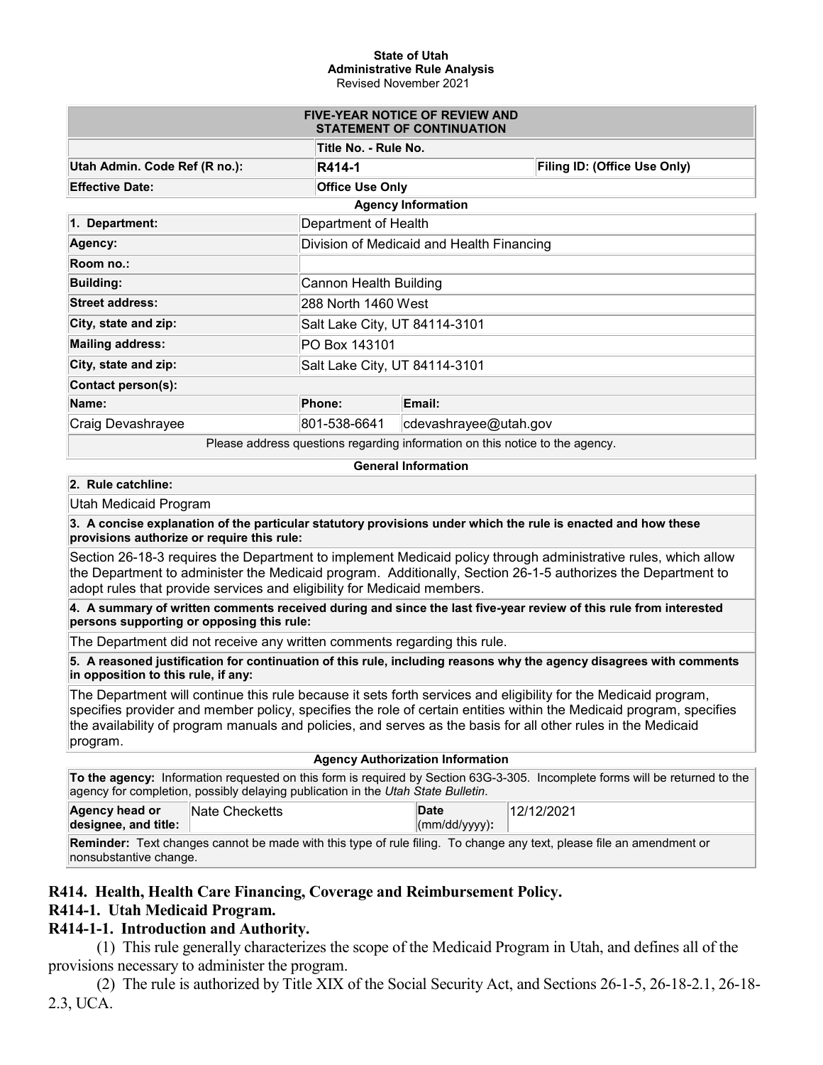**State of Utah**
**Administrative Rule Analysis**
Revised November 2021

| FIVE-YEAR NOTICE OF REVIEW AND STATEMENT OF CONTINUATION | | |
|---|---|---|
| | **Title No. - Rule No.** | |
| **Utah Admin. Code Ref (R no.):** | **R414-1** | **Filing ID: (Office Use Only)** |
| **Effective Date:** | **Office Use Only** | |

**Agency Information**

| | | |
|---|---|---|
| **1. Department:** | Department of Health | |
| **Agency:** | Division of Medicaid and Health Financing | |
| **Room no.:** | | |
| **Building:** | Cannon Health Building | |
| **Street address:** | 288 North 1460 West | |
| **City, state and zip:** | Salt Lake City, UT 84114-3101 | |
| **Mailing address:** | PO Box 143101 | |
| **City, state and zip:** | Salt Lake City, UT 84114-3101 | |
| **Contact person(s):** | | |
| **Name:** | **Phone:** | **Email:** |
| Craig Devashrayee | 801-538-6641 | cdevashrayee@utah.gov |

Please address questions regarding information on this notice to the agency.

**General Information**

**2. Rule catchline:**

Utah Medicaid Program

**3. A concise explanation of the particular statutory provisions under which the rule is enacted and how these provisions authorize or require this rule:**

Section 26-18-3 requires the Department to implement Medicaid policy through administrative rules, which allow the Department to administer the Medicaid program. Additionally, Section 26-1-5 authorizes the Department to adopt rules that provide services and eligibility for Medicaid members.

**4. A summary of written comments received during and since the last five-year review of this rule from interested persons supporting or opposing this rule:**

The Department did not receive any written comments regarding this rule.

**5. A reasoned justification for continuation of this rule, including reasons why the agency disagrees with comments in opposition to this rule, if any:**

The Department will continue this rule because it sets forth services and eligibility for the Medicaid program, specifies provider and member policy, specifies the role of certain entities within the Medicaid program, specifies the availability of program manuals and policies, and serves as the basis for all other rules in the Medicaid program.

**Agency Authorization Information**

**To the agency:** Information requested on this form is required by Section 63G-3-305. Incomplete forms will be returned to the agency for completion, possibly delaying publication in the *Utah State Bulletin*.

| | | | |
|---|---|---|---|
| **Agency head or designee, and title:** | Nate Checketts | **Date (mm/dd/yyyy):** | 12/12/2021 |

**Reminder:** Text changes cannot be made with this type of rule filing. To change any text, please file an amendment or nonsubstantive change.

## R414. Health, Health Care Financing, Coverage and Reimbursement Policy.

## R414-1. Utah Medicaid Program.

### R414-1-1. Introduction and Authority.

(1) This rule generally characterizes the scope of the Medicaid Program in Utah, and defines all of the provisions necessary to administer the program.

(2) The rule is authorized by Title XIX of the Social Security Act, and Sections 26-1-5, 26-18-2.1, 26-18-2.3, UCA.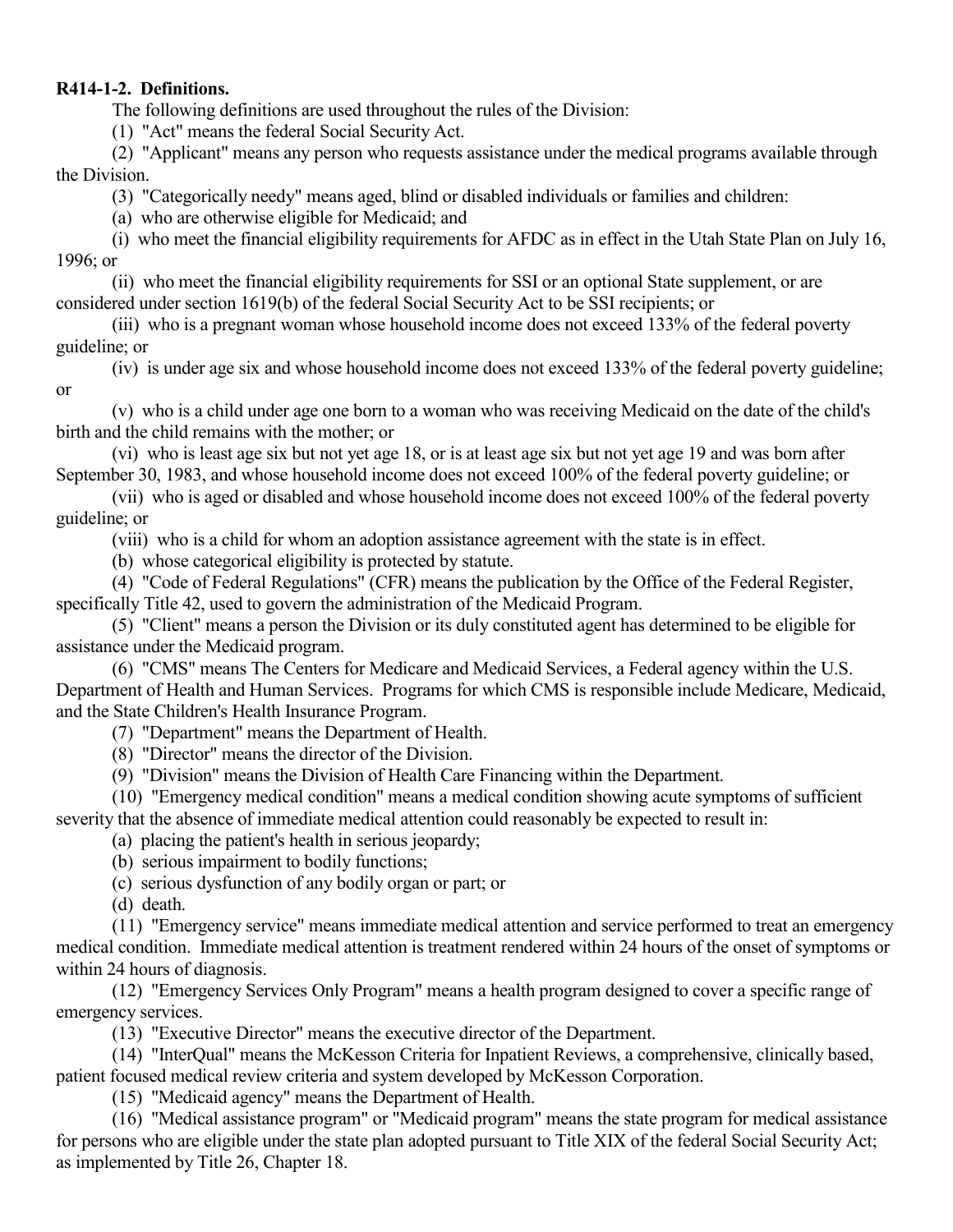**R414-1-2. Definitions.**

The following definitions are used throughout the rules of the Division:

(1) "Act" means the federal Social Security Act.

(2) "Applicant" means any person who requests assistance under the medical programs available through the Division.

(3) "Categorically needy" means aged, blind or disabled individuals or families and children:

(a) who are otherwise eligible for Medicaid; and

(i) who meet the financial eligibility requirements for AFDC as in effect in the Utah State Plan on July 16, 1996; or

(ii) who meet the financial eligibility requirements for SSI or an optional State supplement, or are considered under section 1619(b) of the federal Social Security Act to be SSI recipients; or

(iii) who is a pregnant woman whose household income does not exceed 133% of the federal poverty guideline; or

(iv) is under age six and whose household income does not exceed 133% of the federal poverty guideline; or

(v) who is a child under age one born to a woman who was receiving Medicaid on the date of the child's birth and the child remains with the mother; or

(vi) who is least age six but not yet age 18, or is at least age six but not yet age 19 and was born after September 30, 1983, and whose household income does not exceed 100% of the federal poverty guideline; or

(vii) who is aged or disabled and whose household income does not exceed 100% of the federal poverty guideline; or

(viii) who is a child for whom an adoption assistance agreement with the state is in effect.

(b) whose categorical eligibility is protected by statute.

(4) "Code of Federal Regulations" (CFR) means the publication by the Office of the Federal Register, specifically Title 42, used to govern the administration of the Medicaid Program.

(5) "Client" means a person the Division or its duly constituted agent has determined to be eligible for assistance under the Medicaid program.

(6) "CMS" means The Centers for Medicare and Medicaid Services, a Federal agency within the U.S. Department of Health and Human Services. Programs for which CMS is responsible include Medicare, Medicaid, and the State Children's Health Insurance Program.

(7) "Department" means the Department of Health.

(8) "Director" means the director of the Division.

(9) "Division" means the Division of Health Care Financing within the Department.

(10) "Emergency medical condition" means a medical condition showing acute symptoms of sufficient severity that the absence of immediate medical attention could reasonably be expected to result in:

(a) placing the patient's health in serious jeopardy;

(b) serious impairment to bodily functions;

(c) serious dysfunction of any bodily organ or part; or

(d) death.

(11) "Emergency service" means immediate medical attention and service performed to treat an emergency medical condition. Immediate medical attention is treatment rendered within 24 hours of the onset of symptoms or within 24 hours of diagnosis.

(12) "Emergency Services Only Program" means a health program designed to cover a specific range of emergency services.

(13) "Executive Director" means the executive director of the Department.

(14) "InterQual" means the McKesson Criteria for Inpatient Reviews, a comprehensive, clinically based, patient focused medical review criteria and system developed by McKesson Corporation.

(15) "Medicaid agency" means the Department of Health.

(16) "Medical assistance program" or "Medicaid program" means the state program for medical assistance for persons who are eligible under the state plan adopted pursuant to Title XIX of the federal Social Security Act; as implemented by Title 26, Chapter 18.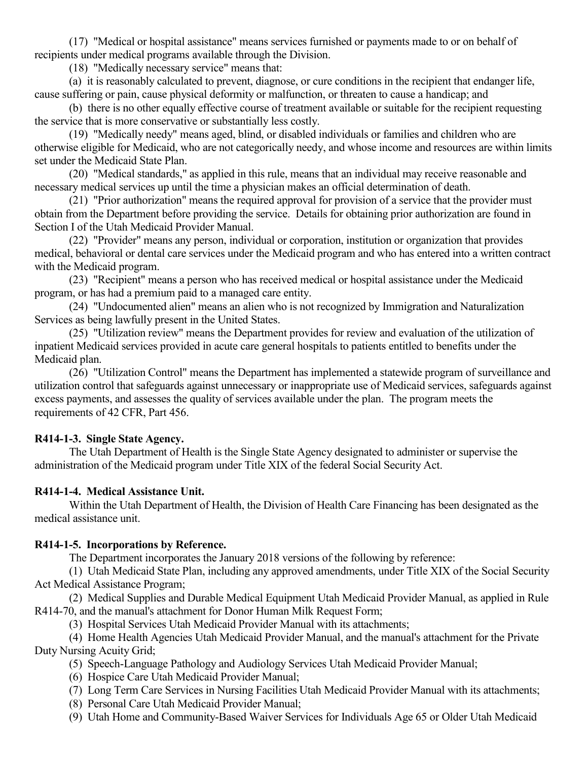(17) "Medical or hospital assistance" means services furnished or payments made to or on behalf of recipients under medical programs available through the Division.

(18) "Medically necessary service" means that:

(a) it is reasonably calculated to prevent, diagnose, or cure conditions in the recipient that endanger life, cause suffering or pain, cause physical deformity or malfunction, or threaten to cause a handicap; and

(b) there is no other equally effective course of treatment available or suitable for the recipient requesting the service that is more conservative or substantially less costly.

(19) "Medically needy" means aged, blind, or disabled individuals or families and children who are otherwise eligible for Medicaid, who are not categorically needy, and whose income and resources are within limits set under the Medicaid State Plan.

(20) "Medical standards," as applied in this rule, means that an individual may receive reasonable and necessary medical services up until the time a physician makes an official determination of death.

(21) "Prior authorization" means the required approval for provision of a service that the provider must obtain from the Department before providing the service. Details for obtaining prior authorization are found in Section I of the Utah Medicaid Provider Manual.

(22) "Provider" means any person, individual or corporation, institution or organization that provides medical, behavioral or dental care services under the Medicaid program and who has entered into a written contract with the Medicaid program.

(23) "Recipient" means a person who has received medical or hospital assistance under the Medicaid program, or has had a premium paid to a managed care entity.

(24) "Undocumented alien" means an alien who is not recognized by Immigration and Naturalization Services as being lawfully present in the United States.

(25) "Utilization review" means the Department provides for review and evaluation of the utilization of inpatient Medicaid services provided in acute care general hospitals to patients entitled to benefits under the Medicaid plan.

(26) "Utilization Control" means the Department has implemented a statewide program of surveillance and utilization control that safeguards against unnecessary or inappropriate use of Medicaid services, safeguards against excess payments, and assesses the quality of services available under the plan. The program meets the requirements of 42 CFR, Part 456.

**R414-1-3. Single State Agency.**

The Utah Department of Health is the Single State Agency designated to administer or supervise the administration of the Medicaid program under Title XIX of the federal Social Security Act.

**R414-1-4. Medical Assistance Unit.**

Within the Utah Department of Health, the Division of Health Care Financing has been designated as the medical assistance unit.

**R414-1-5. Incorporations by Reference.**

The Department incorporates the January 2018 versions of the following by reference:

(1) Utah Medicaid State Plan, including any approved amendments, under Title XIX of the Social Security Act Medical Assistance Program;

(2) Medical Supplies and Durable Medical Equipment Utah Medicaid Provider Manual, as applied in Rule R414-70, and the manual's attachment for Donor Human Milk Request Form;

(3) Hospital Services Utah Medicaid Provider Manual with its attachments;

(4) Home Health Agencies Utah Medicaid Provider Manual, and the manual's attachment for the Private Duty Nursing Acuity Grid;

(5) Speech-Language Pathology and Audiology Services Utah Medicaid Provider Manual;

(6) Hospice Care Utah Medicaid Provider Manual;

(7) Long Term Care Services in Nursing Facilities Utah Medicaid Provider Manual with its attachments;

(8) Personal Care Utah Medicaid Provider Manual;

(9) Utah Home and Community-Based Waiver Services for Individuals Age 65 or Older Utah Medicaid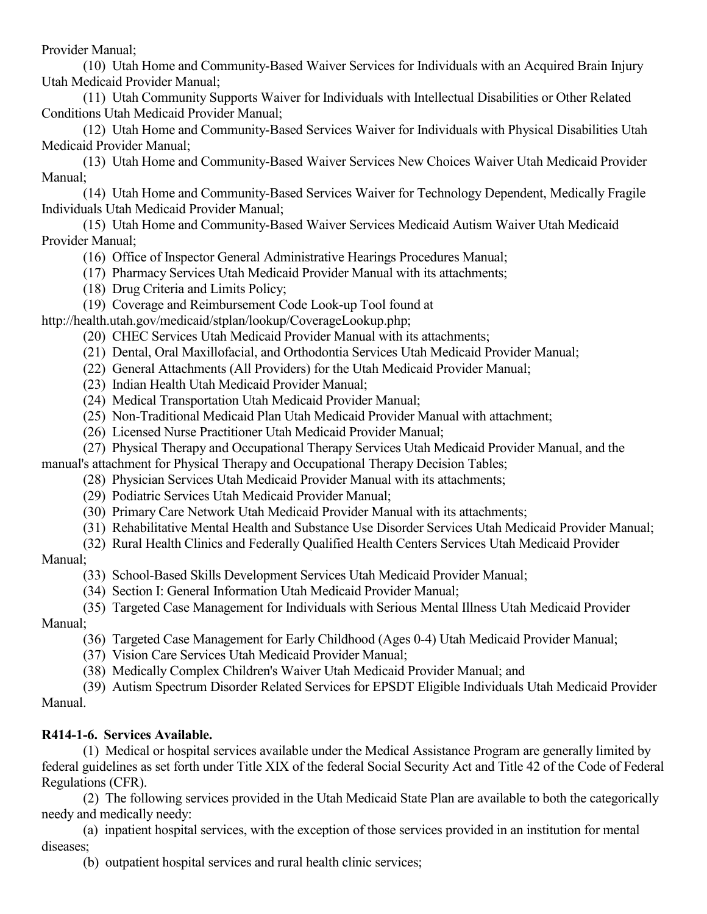Provider Manual;

(10) Utah Home and Community-Based Waiver Services for Individuals with an Acquired Brain Injury Utah Medicaid Provider Manual;

(11) Utah Community Supports Waiver for Individuals with Intellectual Disabilities or Other Related Conditions Utah Medicaid Provider Manual;

(12) Utah Home and Community-Based Services Waiver for Individuals with Physical Disabilities Utah Medicaid Provider Manual;

(13) Utah Home and Community-Based Waiver Services New Choices Waiver Utah Medicaid Provider Manual;

(14) Utah Home and Community-Based Services Waiver for Technology Dependent, Medically Fragile Individuals Utah Medicaid Provider Manual;

(15) Utah Home and Community-Based Waiver Services Medicaid Autism Waiver Utah Medicaid Provider Manual;

(16) Office of Inspector General Administrative Hearings Procedures Manual;

(17) Pharmacy Services Utah Medicaid Provider Manual with its attachments;

(18) Drug Criteria and Limits Policy;

(19) Coverage and Reimbursement Code Look-up Tool found at http://health.utah.gov/medicaid/stplan/lookup/CoverageLookup.php;

(20) CHEC Services Utah Medicaid Provider Manual with its attachments;

(21) Dental, Oral Maxillofacial, and Orthodontia Services Utah Medicaid Provider Manual;

(22) General Attachments (All Providers) for the Utah Medicaid Provider Manual;

(23) Indian Health Utah Medicaid Provider Manual;

(24) Medical Transportation Utah Medicaid Provider Manual;

(25) Non-Traditional Medicaid Plan Utah Medicaid Provider Manual with attachment;

(26) Licensed Nurse Practitioner Utah Medicaid Provider Manual;

(27) Physical Therapy and Occupational Therapy Services Utah Medicaid Provider Manual, and the manual's attachment for Physical Therapy and Occupational Therapy Decision Tables;

(28) Physician Services Utah Medicaid Provider Manual with its attachments;

(29) Podiatric Services Utah Medicaid Provider Manual;

(30) Primary Care Network Utah Medicaid Provider Manual with its attachments;

(31) Rehabilitative Mental Health and Substance Use Disorder Services Utah Medicaid Provider Manual;

(32) Rural Health Clinics and Federally Qualified Health Centers Services Utah Medicaid Provider Manual;

(33) School-Based Skills Development Services Utah Medicaid Provider Manual;

(34) Section I: General Information Utah Medicaid Provider Manual;

(35) Targeted Case Management for Individuals with Serious Mental Illness Utah Medicaid Provider Manual;

(36) Targeted Case Management for Early Childhood (Ages 0-4) Utah Medicaid Provider Manual;

(37) Vision Care Services Utah Medicaid Provider Manual;

(38) Medically Complex Children's Waiver Utah Medicaid Provider Manual; and

(39) Autism Spectrum Disorder Related Services for EPSDT Eligible Individuals Utah Medicaid Provider Manual.

**R414-1-6. Services Available.**

(1) Medical or hospital services available under the Medical Assistance Program are generally limited by federal guidelines as set forth under Title XIX of the federal Social Security Act and Title 42 of the Code of Federal Regulations (CFR).

(2) The following services provided in the Utah Medicaid State Plan are available to both the categorically needy and medically needy:

(a) inpatient hospital services, with the exception of those services provided in an institution for mental diseases;

(b) outpatient hospital services and rural health clinic services;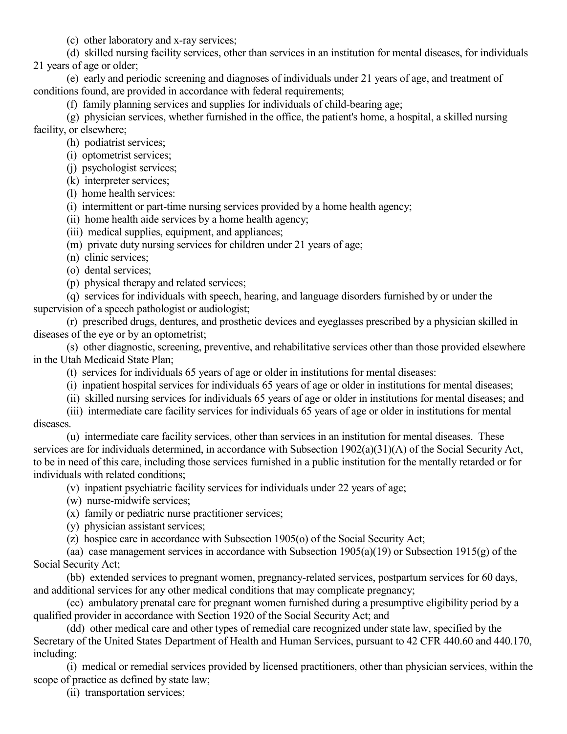(c) other laboratory and x-ray services;

(d) skilled nursing facility services, other than services in an institution for mental diseases, for individuals 21 years of age or older;

(e) early and periodic screening and diagnoses of individuals under 21 years of age, and treatment of conditions found, are provided in accordance with federal requirements;

(f) family planning services and supplies for individuals of child-bearing age;

(g) physician services, whether furnished in the office, the patient's home, a hospital, a skilled nursing facility, or elsewhere;

(h) podiatrist services;

(i) optometrist services;

(j) psychologist services;

(k) interpreter services;

(l) home health services:

(i) intermittent or part-time nursing services provided by a home health agency;

(ii) home health aide services by a home health agency;

(iii) medical supplies, equipment, and appliances;

(m) private duty nursing services for children under 21 years of age;

(n) clinic services;

(o) dental services;

(p) physical therapy and related services;

(q) services for individuals with speech, hearing, and language disorders furnished by or under the supervision of a speech pathologist or audiologist;

(r) prescribed drugs, dentures, and prosthetic devices and eyeglasses prescribed by a physician skilled in diseases of the eye or by an optometrist;

(s) other diagnostic, screening, preventive, and rehabilitative services other than those provided elsewhere in the Utah Medicaid State Plan;

(t) services for individuals 65 years of age or older in institutions for mental diseases:

(i) inpatient hospital services for individuals 65 years of age or older in institutions for mental diseases;

(ii) skilled nursing services for individuals 65 years of age or older in institutions for mental diseases; and

(iii) intermediate care facility services for individuals 65 years of age or older in institutions for mental diseases.

(u) intermediate care facility services, other than services in an institution for mental diseases. These services are for individuals determined, in accordance with Subsection 1902(a)(31)(A) of the Social Security Act, to be in need of this care, including those services furnished in a public institution for the mentally retarded or for individuals with related conditions;

(v) inpatient psychiatric facility services for individuals under 22 years of age;

(w) nurse-midwife services;

(x) family or pediatric nurse practitioner services;

(y) physician assistant services;

(z) hospice care in accordance with Subsection 1905(o) of the Social Security Act;

(aa) case management services in accordance with Subsection 1905(a)(19) or Subsection 1915(g) of the Social Security Act;

(bb) extended services to pregnant women, pregnancy-related services, postpartum services for 60 days, and additional services for any other medical conditions that may complicate pregnancy;

(cc) ambulatory prenatal care for pregnant women furnished during a presumptive eligibility period by a qualified provider in accordance with Section 1920 of the Social Security Act; and

(dd) other medical care and other types of remedial care recognized under state law, specified by the Secretary of the United States Department of Health and Human Services, pursuant to 42 CFR 440.60 and 440.170, including:

(i) medical or remedial services provided by licensed practitioners, other than physician services, within the scope of practice as defined by state law;

(ii) transportation services;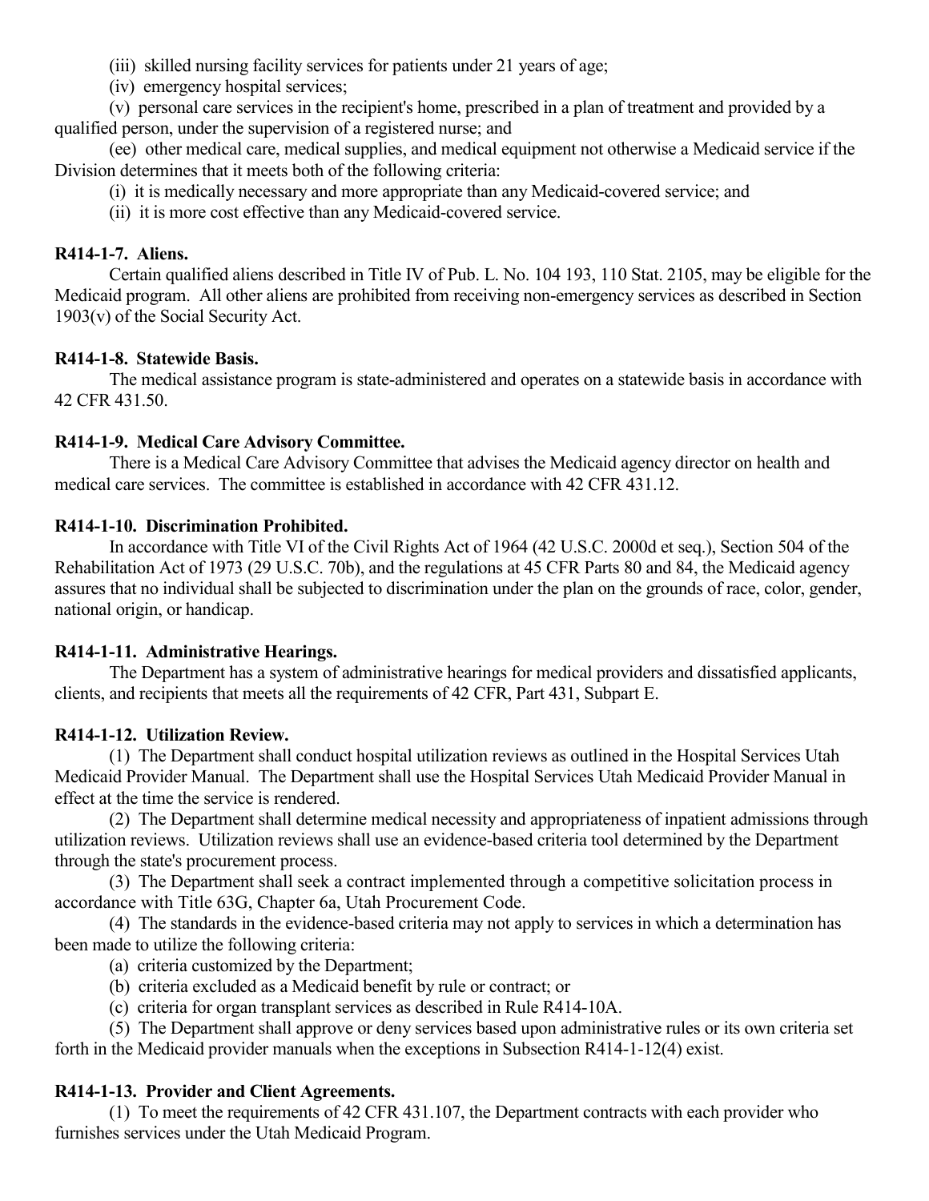(iii) skilled nursing facility services for patients under 21 years of age;

(iv) emergency hospital services;

(v) personal care services in the recipient's home, prescribed in a plan of treatment and provided by a qualified person, under the supervision of a registered nurse; and

(ee) other medical care, medical supplies, and medical equipment not otherwise a Medicaid service if the Division determines that it meets both of the following criteria:

(i) it is medically necessary and more appropriate than any Medicaid-covered service; and

(ii) it is more cost effective than any Medicaid-covered service.

**R414-1-7. Aliens.**

Certain qualified aliens described in Title IV of Pub. L. No. 104 193, 110 Stat. 2105, may be eligible for the Medicaid program. All other aliens are prohibited from receiving non-emergency services as described in Section 1903(v) of the Social Security Act.

**R414-1-8. Statewide Basis.**

The medical assistance program is state-administered and operates on a statewide basis in accordance with 42 CFR 431.50.

**R414-1-9. Medical Care Advisory Committee.**

There is a Medical Care Advisory Committee that advises the Medicaid agency director on health and medical care services. The committee is established in accordance with 42 CFR 431.12.

**R414-1-10. Discrimination Prohibited.**

In accordance with Title VI of the Civil Rights Act of 1964 (42 U.S.C. 2000d et seq.), Section 504 of the Rehabilitation Act of 1973 (29 U.S.C. 70b), and the regulations at 45 CFR Parts 80 and 84, the Medicaid agency assures that no individual shall be subjected to discrimination under the plan on the grounds of race, color, gender, national origin, or handicap.

**R414-1-11. Administrative Hearings.**

The Department has a system of administrative hearings for medical providers and dissatisfied applicants, clients, and recipients that meets all the requirements of 42 CFR, Part 431, Subpart E.

**R414-1-12. Utilization Review.**

(1) The Department shall conduct hospital utilization reviews as outlined in the Hospital Services Utah Medicaid Provider Manual. The Department shall use the Hospital Services Utah Medicaid Provider Manual in effect at the time the service is rendered.

(2) The Department shall determine medical necessity and appropriateness of inpatient admissions through utilization reviews. Utilization reviews shall use an evidence-based criteria tool determined by the Department through the state's procurement process.

(3) The Department shall seek a contract implemented through a competitive solicitation process in accordance with Title 63G, Chapter 6a, Utah Procurement Code.

(4) The standards in the evidence-based criteria may not apply to services in which a determination has been made to utilize the following criteria:

(a) criteria customized by the Department;

(b) criteria excluded as a Medicaid benefit by rule or contract; or

(c) criteria for organ transplant services as described in Rule R414-10A.

(5) The Department shall approve or deny services based upon administrative rules or its own criteria set forth in the Medicaid provider manuals when the exceptions in Subsection R414-1-12(4) exist.

**R414-1-13. Provider and Client Agreements.**

(1) To meet the requirements of 42 CFR 431.107, the Department contracts with each provider who furnishes services under the Utah Medicaid Program.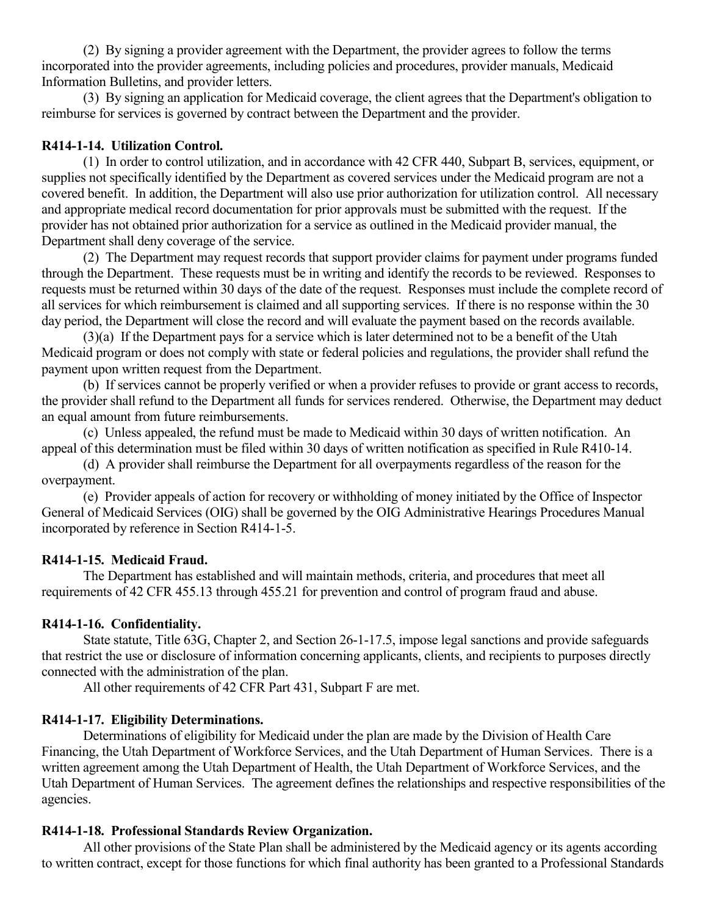(2) By signing a provider agreement with the Department, the provider agrees to follow the terms incorporated into the provider agreements, including policies and procedures, provider manuals, Medicaid Information Bulletins, and provider letters.

(3) By signing an application for Medicaid coverage, the client agrees that the Department's obligation to reimburse for services is governed by contract between the Department and the provider.

**R414-1-14. Utilization Control.**

(1) In order to control utilization, and in accordance with 42 CFR 440, Subpart B, services, equipment, or supplies not specifically identified by the Department as covered services under the Medicaid program are not a covered benefit. In addition, the Department will also use prior authorization for utilization control. All necessary and appropriate medical record documentation for prior approvals must be submitted with the request. If the provider has not obtained prior authorization for a service as outlined in the Medicaid provider manual, the Department shall deny coverage of the service.

(2) The Department may request records that support provider claims for payment under programs funded through the Department. These requests must be in writing and identify the records to be reviewed. Responses to requests must be returned within 30 days of the date of the request. Responses must include the complete record of all services for which reimbursement is claimed and all supporting services. If there is no response within the 30 day period, the Department will close the record and will evaluate the payment based on the records available.

(3)(a) If the Department pays for a service which is later determined not to be a benefit of the Utah Medicaid program or does not comply with state or federal policies and regulations, the provider shall refund the payment upon written request from the Department.

(b) If services cannot be properly verified or when a provider refuses to provide or grant access to records, the provider shall refund to the Department all funds for services rendered. Otherwise, the Department may deduct an equal amount from future reimbursements.

(c) Unless appealed, the refund must be made to Medicaid within 30 days of written notification. An appeal of this determination must be filed within 30 days of written notification as specified in Rule R410-14.

(d) A provider shall reimburse the Department for all overpayments regardless of the reason for the overpayment.

(e) Provider appeals of action for recovery or withholding of money initiated by the Office of Inspector General of Medicaid Services (OIG) shall be governed by the OIG Administrative Hearings Procedures Manual incorporated by reference in Section R414-1-5.

**R414-1-15. Medicaid Fraud.**

The Department has established and will maintain methods, criteria, and procedures that meet all requirements of 42 CFR 455.13 through 455.21 for prevention and control of program fraud and abuse.

**R414-1-16. Confidentiality.**

State statute, Title 63G, Chapter 2, and Section 26-1-17.5, impose legal sanctions and provide safeguards that restrict the use or disclosure of information concerning applicants, clients, and recipients to purposes directly connected with the administration of the plan.

All other requirements of 42 CFR Part 431, Subpart F are met.

**R414-1-17. Eligibility Determinations.**

Determinations of eligibility for Medicaid under the plan are made by the Division of Health Care Financing, the Utah Department of Workforce Services, and the Utah Department of Human Services. There is a written agreement among the Utah Department of Health, the Utah Department of Workforce Services, and the Utah Department of Human Services. The agreement defines the relationships and respective responsibilities of the agencies.

**R414-1-18. Professional Standards Review Organization.**

All other provisions of the State Plan shall be administered by the Medicaid agency or its agents according to written contract, except for those functions for which final authority has been granted to a Professional Standards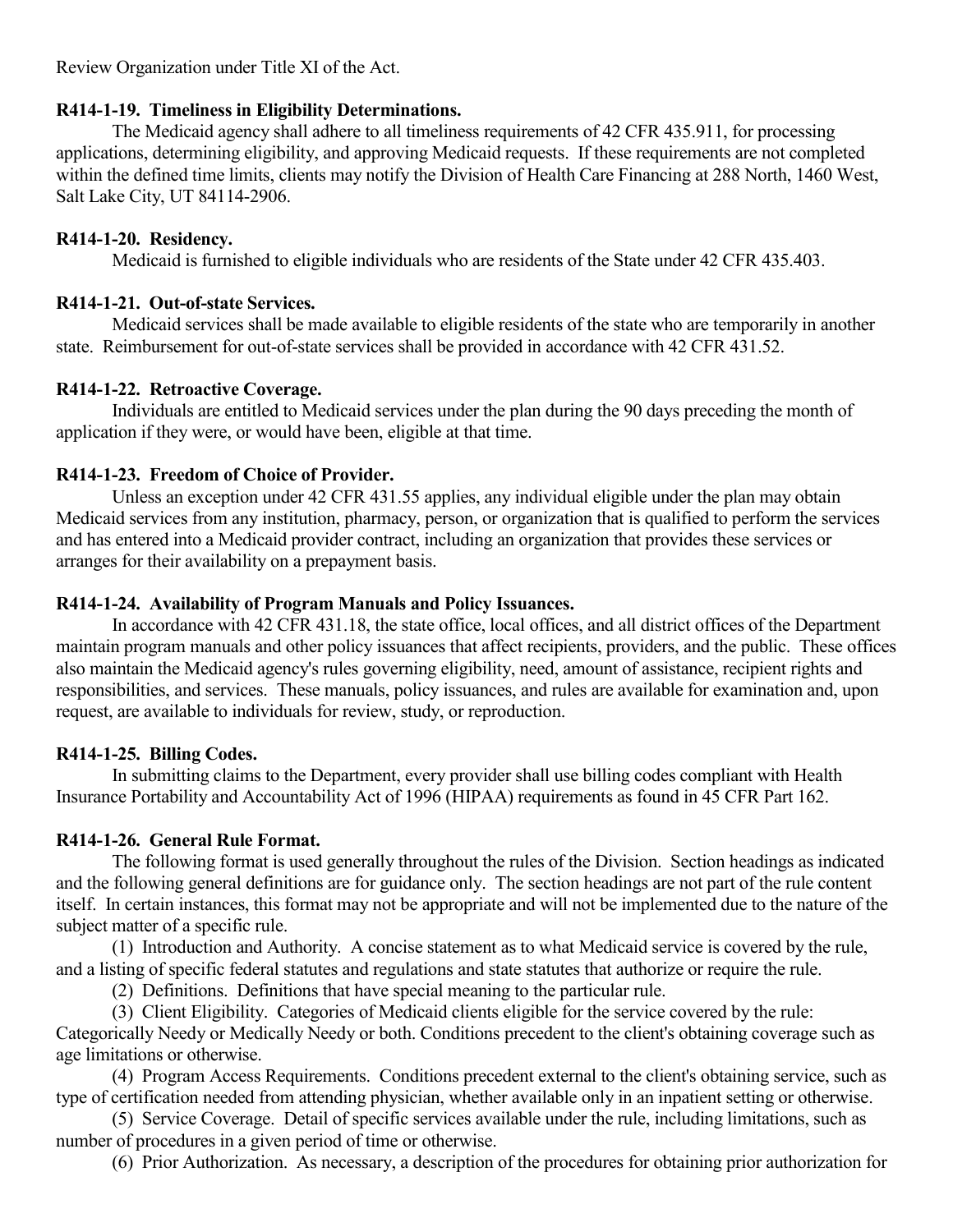Review Organization under Title XI of the Act.

**R414-1-19. Timeliness in Eligibility Determinations.**

The Medicaid agency shall adhere to all timeliness requirements of 42 CFR 435.911, for processing applications, determining eligibility, and approving Medicaid requests. If these requirements are not completed within the defined time limits, clients may notify the Division of Health Care Financing at 288 North, 1460 West, Salt Lake City, UT 84114-2906.

**R414-1-20. Residency.**

Medicaid is furnished to eligible individuals who are residents of the State under 42 CFR 435.403.

**R414-1-21. Out-of-state Services.**

Medicaid services shall be made available to eligible residents of the state who are temporarily in another state. Reimbursement for out-of-state services shall be provided in accordance with 42 CFR 431.52.

**R414-1-22. Retroactive Coverage.**

Individuals are entitled to Medicaid services under the plan during the 90 days preceding the month of application if they were, or would have been, eligible at that time.

**R414-1-23. Freedom of Choice of Provider.**

Unless an exception under 42 CFR 431.55 applies, any individual eligible under the plan may obtain Medicaid services from any institution, pharmacy, person, or organization that is qualified to perform the services and has entered into a Medicaid provider contract, including an organization that provides these services or arranges for their availability on a prepayment basis.

**R414-1-24. Availability of Program Manuals and Policy Issuances.**

In accordance with 42 CFR 431.18, the state office, local offices, and all district offices of the Department maintain program manuals and other policy issuances that affect recipients, providers, and the public. These offices also maintain the Medicaid agency's rules governing eligibility, need, amount of assistance, recipient rights and responsibilities, and services. These manuals, policy issuances, and rules are available for examination and, upon request, are available to individuals for review, study, or reproduction.

**R414-1-25. Billing Codes.**

In submitting claims to the Department, every provider shall use billing codes compliant with Health Insurance Portability and Accountability Act of 1996 (HIPAA) requirements as found in 45 CFR Part 162.

**R414-1-26. General Rule Format.**

The following format is used generally throughout the rules of the Division. Section headings as indicated and the following general definitions are for guidance only. The section headings are not part of the rule content itself. In certain instances, this format may not be appropriate and will not be implemented due to the nature of the subject matter of a specific rule.

(1) Introduction and Authority. A concise statement as to what Medicaid service is covered by the rule, and a listing of specific federal statutes and regulations and state statutes that authorize or require the rule.

(2) Definitions. Definitions that have special meaning to the particular rule.

(3) Client Eligibility. Categories of Medicaid clients eligible for the service covered by the rule: Categorically Needy or Medically Needy or both. Conditions precedent to the client's obtaining coverage such as age limitations or otherwise.

(4) Program Access Requirements. Conditions precedent external to the client's obtaining service, such as type of certification needed from attending physician, whether available only in an inpatient setting or otherwise.

(5) Service Coverage. Detail of specific services available under the rule, including limitations, such as number of procedures in a given period of time or otherwise.

(6) Prior Authorization. As necessary, a description of the procedures for obtaining prior authorization for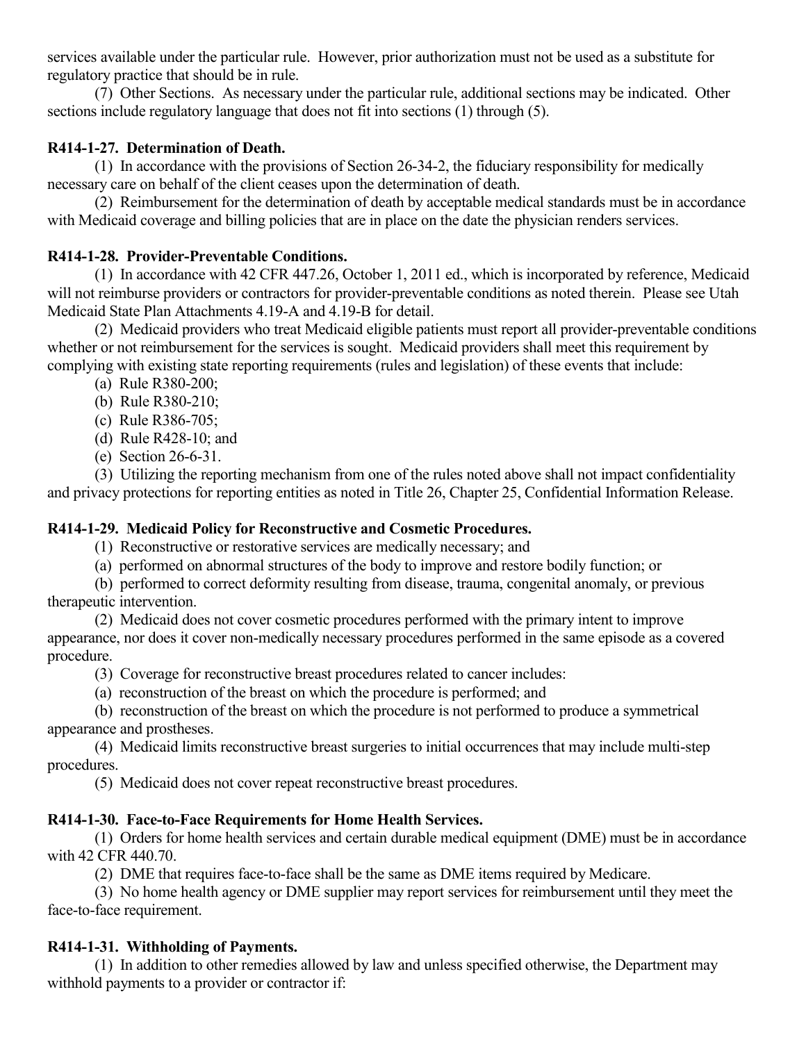services available under the particular rule. However, prior authorization must not be used as a substitute for regulatory practice that should be in rule.

(7) Other Sections. As necessary under the particular rule, additional sections may be indicated. Other sections include regulatory language that does not fit into sections (1) through (5).

**R414-1-27. Determination of Death.**

(1) In accordance with the provisions of Section 26-34-2, the fiduciary responsibility for medically necessary care on behalf of the client ceases upon the determination of death.

(2) Reimbursement for the determination of death by acceptable medical standards must be in accordance with Medicaid coverage and billing policies that are in place on the date the physician renders services.

**R414-1-28. Provider-Preventable Conditions.**

(1) In accordance with 42 CFR 447.26, October 1, 2011 ed., which is incorporated by reference, Medicaid will not reimburse providers or contractors for provider-preventable conditions as noted therein. Please see Utah Medicaid State Plan Attachments 4.19-A and 4.19-B for detail.

(2) Medicaid providers who treat Medicaid eligible patients must report all provider-preventable conditions whether or not reimbursement for the services is sought. Medicaid providers shall meet this requirement by complying with existing state reporting requirements (rules and legislation) of these events that include:

(a) Rule R380-200;

(b) Rule R380-210;

(c) Rule R386-705;

(d) Rule R428-10; and

(e) Section 26-6-31.

(3) Utilizing the reporting mechanism from one of the rules noted above shall not impact confidentiality and privacy protections for reporting entities as noted in Title 26, Chapter 25, Confidential Information Release.

**R414-1-29. Medicaid Policy for Reconstructive and Cosmetic Procedures.**

(1) Reconstructive or restorative services are medically necessary; and

(a) performed on abnormal structures of the body to improve and restore bodily function; or

(b) performed to correct deformity resulting from disease, trauma, congenital anomaly, or previous therapeutic intervention.

(2) Medicaid does not cover cosmetic procedures performed with the primary intent to improve appearance, nor does it cover non-medically necessary procedures performed in the same episode as a covered procedure.

(3) Coverage for reconstructive breast procedures related to cancer includes:

(a) reconstruction of the breast on which the procedure is performed; and

(b) reconstruction of the breast on which the procedure is not performed to produce a symmetrical appearance and prostheses.

(4) Medicaid limits reconstructive breast surgeries to initial occurrences that may include multi-step procedures.

(5) Medicaid does not cover repeat reconstructive breast procedures.

**R414-1-30. Face-to-Face Requirements for Home Health Services.**

(1) Orders for home health services and certain durable medical equipment (DME) must be in accordance with 42 CFR 440.70.

(2) DME that requires face-to-face shall be the same as DME items required by Medicare.

(3) No home health agency or DME supplier may report services for reimbursement until they meet the face-to-face requirement.

**R414-1-31. Withholding of Payments.**

(1) In addition to other remedies allowed by law and unless specified otherwise, the Department may withhold payments to a provider or contractor if: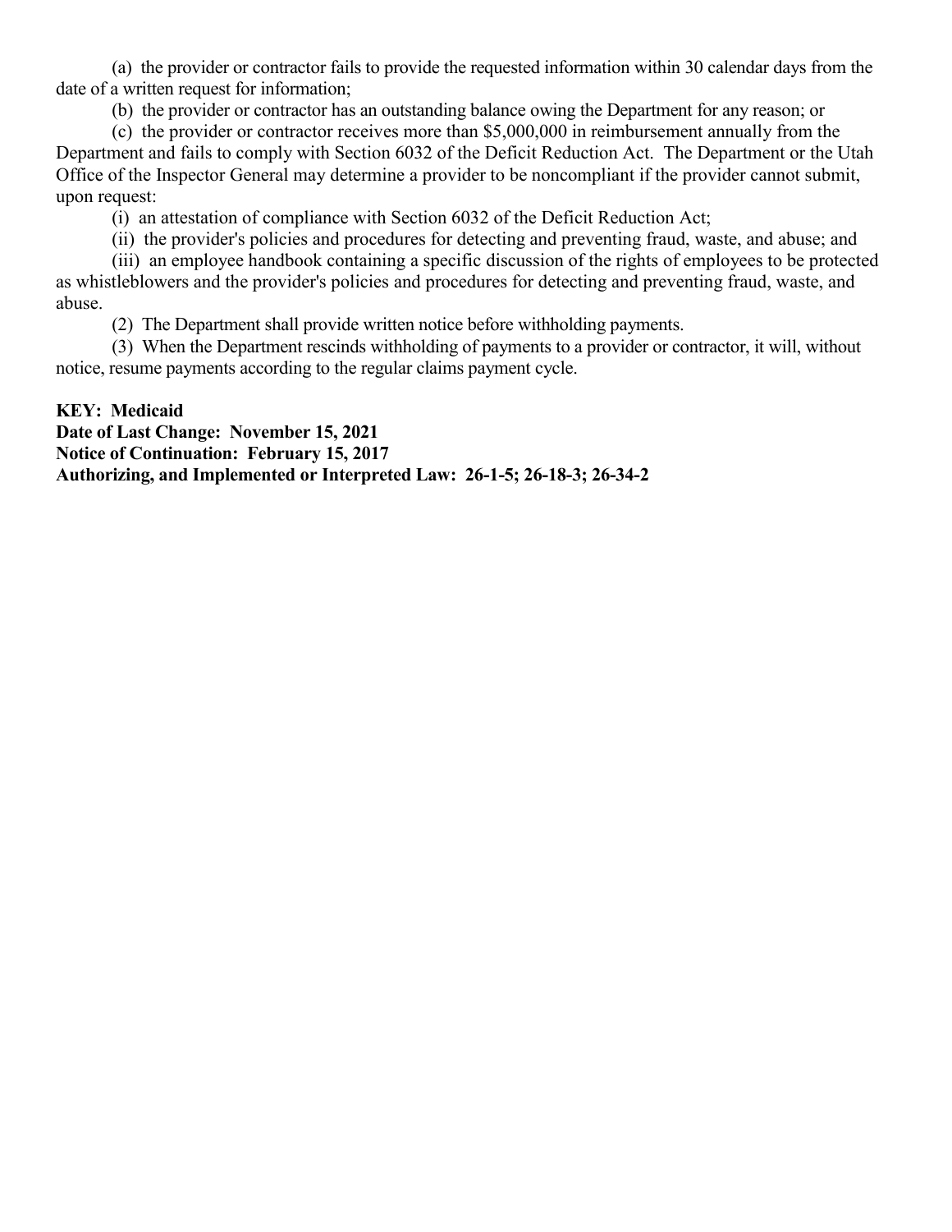(a) the provider or contractor fails to provide the requested information within 30 calendar days from the date of a written request for information;

(b) the provider or contractor has an outstanding balance owing the Department for any reason; or

(c) the provider or contractor receives more than $5,000,000 in reimbursement annually from the Department and fails to comply with Section 6032 of the Deficit Reduction Act. The Department or the Utah Office of the Inspector General may determine a provider to be noncompliant if the provider cannot submit, upon request:

(i) an attestation of compliance with Section 6032 of the Deficit Reduction Act;

(ii) the provider's policies and procedures for detecting and preventing fraud, waste, and abuse; and

(iii) an employee handbook containing a specific discussion of the rights of employees to be protected as whistleblowers and the provider's policies and procedures for detecting and preventing fraud, waste, and abuse.

(2) The Department shall provide written notice before withholding payments.

(3) When the Department rescinds withholding of payments to a provider or contractor, it will, without notice, resume payments according to the regular claims payment cycle.

**KEY: Medicaid**
**Date of Last Change: November 15, 2021**
**Notice of Continuation: February 15, 2017**
**Authorizing, and Implemented or Interpreted Law: 26-1-5; 26-18-3; 26-34-2**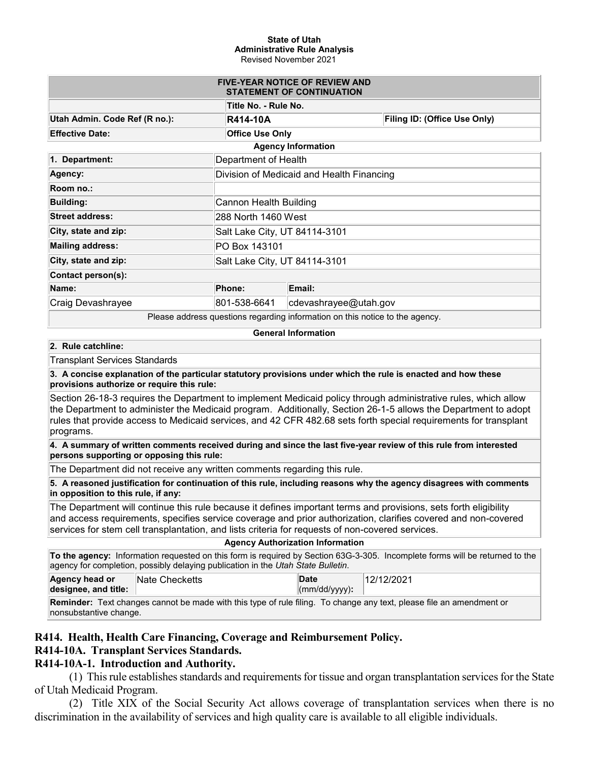**State of Utah**
**Administrative Rule Analysis**
Revised November 2021

| FIVE-YEAR NOTICE OF REVIEW AND STATEMENT OF CONTINUATION | | |
|---|---|---|
| | **Title No. - Rule No.** | |
| **Utah Admin. Code Ref (R no.):** | **R414-10A** | **Filing ID: (Office Use Only)** |
| **Effective Date:** | **Office Use Only** | |

**Agency Information**

| | | |
|---|---|---|
| **1. Department:** | Department of Health | |
| **Agency:** | Division of Medicaid and Health Financing | |
| **Room no.:** | | |
| **Building:** | Cannon Health Building | |
| **Street address:** | 288 North 1460 West | |
| **City, state and zip:** | Salt Lake City, UT 84114-3101 | |
| **Mailing address:** | PO Box 143101 | |
| **City, state and zip:** | Salt Lake City, UT 84114-3101 | |
| **Contact person(s):** | | |
| **Name:** | **Phone:** | **Email:** |
| Craig Devashrayee | 801-538-6641 | cdevashrayee@utah.gov |

Please address questions regarding information on this notice to the agency.

**General Information**

**2. Rule catchline:**

Transplant Services Standards

**3. A concise explanation of the particular statutory provisions under which the rule is enacted and how these provisions authorize or require this rule:**

Section 26-18-3 requires the Department to implement Medicaid policy through administrative rules, which allow the Department to administer the Medicaid program. Additionally, Section 26-1-5 allows the Department to adopt rules that provide access to Medicaid services, and 42 CFR 482.68 sets forth special requirements for transplant programs.

**4. A summary of written comments received during and since the last five-year review of this rule from interested persons supporting or opposing this rule:**

The Department did not receive any written comments regarding this rule.

**5. A reasoned justification for continuation of this rule, including reasons why the agency disagrees with comments in opposition to this rule, if any:**

The Department will continue this rule because it defines important terms and provisions, sets forth eligibility and access requirements, specifies service coverage and prior authorization, clarifies covered and non-covered services for stem cell transplantation, and lists criteria for requests of non-covered services.

**Agency Authorization Information**

**To the agency:** Information requested on this form is required by Section 63G-3-305. Incomplete forms will be returned to the agency for completion, possibly delaying publication in the *Utah State Bulletin*.

| | | | |
|---|---|---|---|
| **Agency head or designee, and title:** | Nate Checketts | **Date (mm/dd/yyyy):** | 12/12/2021 |

**Reminder:** Text changes cannot be made with this type of rule filing. To change any text, please file an amendment or nonsubstantive change.

**R414. Health, Health Care Financing, Coverage and Reimbursement Policy.**
**R414-10A. Transplant Services Standards.**
**R414-10A-1. Introduction and Authority.**

(1) This rule establishes standards and requirements for tissue and organ transplantation services for the State of Utah Medicaid Program.

(2) Title XIX of the Social Security Act allows coverage of transplantation services when there is no discrimination in the availability of services and high quality care is available to all eligible individuals.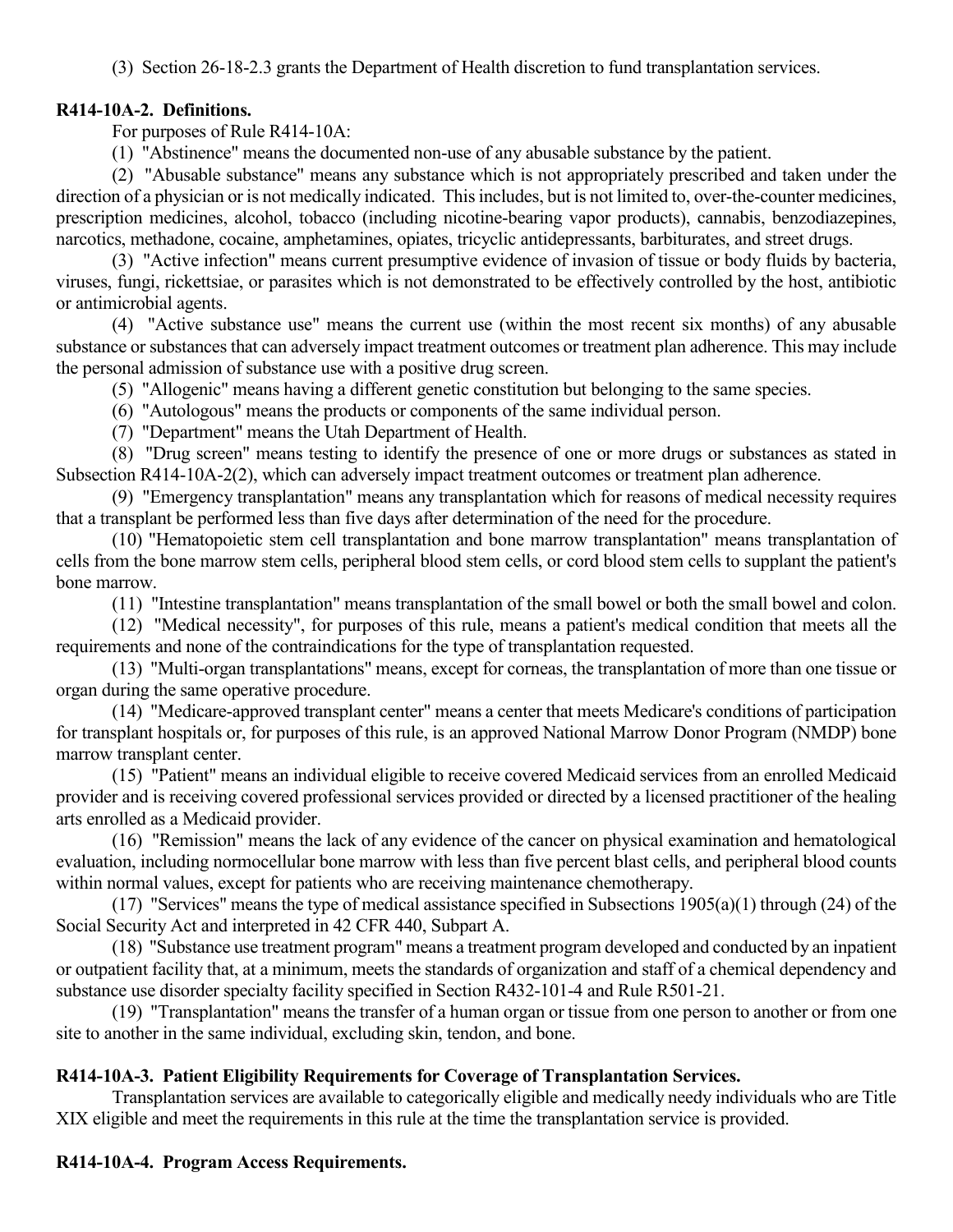(3) Section 26-18-2.3 grants the Department of Health discretion to fund transplantation services.

**R414-10A-2. Definitions.**

For purposes of Rule R414-10A:

(1) "Abstinence" means the documented non-use of any abusable substance by the patient.

(2) "Abusable substance" means any substance which is not appropriately prescribed and taken under the direction of a physician or is not medically indicated. This includes, but is not limited to, over-the-counter medicines, prescription medicines, alcohol, tobacco (including nicotine-bearing vapor products), cannabis, benzodiazepines, narcotics, methadone, cocaine, amphetamines, opiates, tricyclic antidepressants, barbiturates, and street drugs.

(3) "Active infection" means current presumptive evidence of invasion of tissue or body fluids by bacteria, viruses, fungi, rickettsiae, or parasites which is not demonstrated to be effectively controlled by the host, antibiotic or antimicrobial agents.

(4) "Active substance use" means the current use (within the most recent six months) of any abusable substance or substances that can adversely impact treatment outcomes or treatment plan adherence. This may include the personal admission of substance use with a positive drug screen.

(5) "Allogenic" means having a different genetic constitution but belonging to the same species.

(6) "Autologous" means the products or components of the same individual person.

(7) "Department" means the Utah Department of Health.

(8) "Drug screen" means testing to identify the presence of one or more drugs or substances as stated in Subsection R414-10A-2(2), which can adversely impact treatment outcomes or treatment plan adherence.

(9) "Emergency transplantation" means any transplantation which for reasons of medical necessity requires that a transplant be performed less than five days after determination of the need for the procedure.

(10) "Hematopoietic stem cell transplantation and bone marrow transplantation" means transplantation of cells from the bone marrow stem cells, peripheral blood stem cells, or cord blood stem cells to supplant the patient's bone marrow.

(11) "Intestine transplantation" means transplantation of the small bowel or both the small bowel and colon.

(12) "Medical necessity", for purposes of this rule, means a patient's medical condition that meets all the requirements and none of the contraindications for the type of transplantation requested.

(13) "Multi-organ transplantations" means, except for corneas, the transplantation of more than one tissue or organ during the same operative procedure.

(14) "Medicare-approved transplant center" means a center that meets Medicare's conditions of participation for transplant hospitals or, for purposes of this rule, is an approved National Marrow Donor Program (NMDP) bone marrow transplant center.

(15) "Patient" means an individual eligible to receive covered Medicaid services from an enrolled Medicaid provider and is receiving covered professional services provided or directed by a licensed practitioner of the healing arts enrolled as a Medicaid provider.

(16) "Remission" means the lack of any evidence of the cancer on physical examination and hematological evaluation, including normocellular bone marrow with less than five percent blast cells, and peripheral blood counts within normal values, except for patients who are receiving maintenance chemotherapy.

(17) "Services" means the type of medical assistance specified in Subsections 1905(a)(1) through (24) of the Social Security Act and interpreted in 42 CFR 440, Subpart A.

(18) "Substance use treatment program" means a treatment program developed and conducted by an inpatient or outpatient facility that, at a minimum, meets the standards of organization and staff of a chemical dependency and substance use disorder specialty facility specified in Section R432-101-4 and Rule R501-21.

(19) "Transplantation" means the transfer of a human organ or tissue from one person to another or from one site to another in the same individual, excluding skin, tendon, and bone.

**R414-10A-3. Patient Eligibility Requirements for Coverage of Transplantation Services.**

Transplantation services are available to categorically eligible and medically needy individuals who are Title XIX eligible and meet the requirements in this rule at the time the transplantation service is provided.

**R414-10A-4. Program Access Requirements.**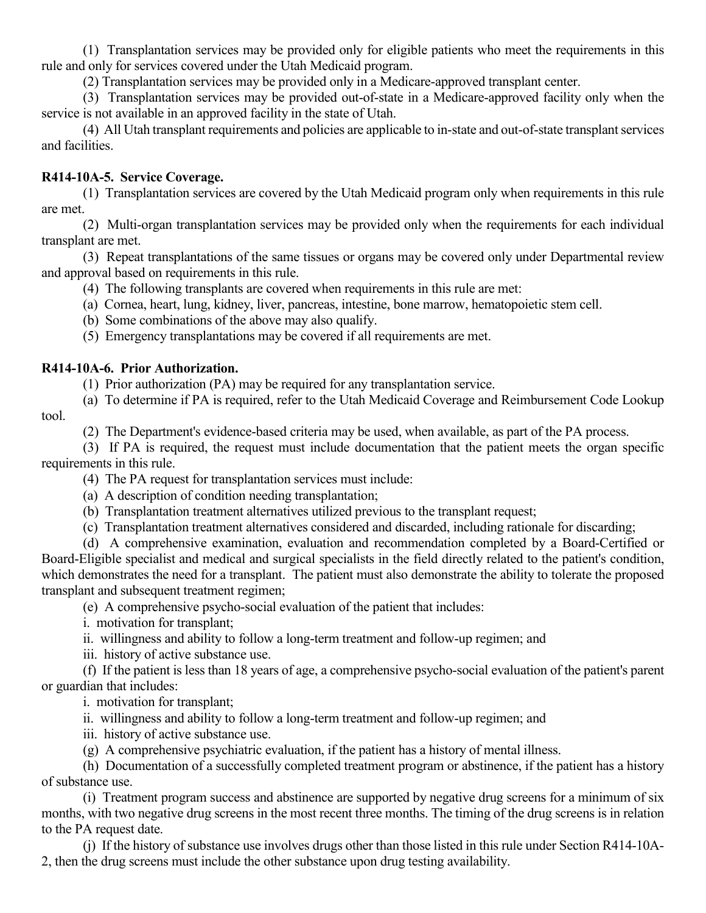(1) Transplantation services may be provided only for eligible patients who meet the requirements in this rule and only for services covered under the Utah Medicaid program.

(2) Transplantation services may be provided only in a Medicare-approved transplant center.

(3) Transplantation services may be provided out-of-state in a Medicare-approved facility only when the service is not available in an approved facility in the state of Utah.

(4) All Utah transplant requirements and policies are applicable to in-state and out-of-state transplant services and facilities.

**R414-10A-5. Service Coverage.**

(1) Transplantation services are covered by the Utah Medicaid program only when requirements in this rule are met.

(2) Multi-organ transplantation services may be provided only when the requirements for each individual transplant are met.

(3) Repeat transplantations of the same tissues or organs may be covered only under Departmental review and approval based on requirements in this rule.

(4) The following transplants are covered when requirements in this rule are met:

(a) Cornea, heart, lung, kidney, liver, pancreas, intestine, bone marrow, hematopoietic stem cell.

(b) Some combinations of the above may also qualify.

(5) Emergency transplantations may be covered if all requirements are met.

**R414-10A-6. Prior Authorization.**

(1) Prior authorization (PA) may be required for any transplantation service.

(a) To determine if PA is required, refer to the Utah Medicaid Coverage and Reimbursement Code Lookup tool.

(2) The Department's evidence-based criteria may be used, when available, as part of the PA process.

(3) If PA is required, the request must include documentation that the patient meets the organ specific requirements in this rule.

(4) The PA request for transplantation services must include:

(a) A description of condition needing transplantation;

(b) Transplantation treatment alternatives utilized previous to the transplant request;

(c) Transplantation treatment alternatives considered and discarded, including rationale for discarding;

(d) A comprehensive examination, evaluation and recommendation completed by a Board-Certified or Board-Eligible specialist and medical and surgical specialists in the field directly related to the patient's condition, which demonstrates the need for a transplant. The patient must also demonstrate the ability to tolerate the proposed transplant and subsequent treatment regimen;

(e) A comprehensive psycho-social evaluation of the patient that includes:

i. motivation for transplant;

ii. willingness and ability to follow a long-term treatment and follow-up regimen; and

iii. history of active substance use.

(f) If the patient is less than 18 years of age, a comprehensive psycho-social evaluation of the patient's parent or guardian that includes:

i. motivation for transplant;

ii. willingness and ability to follow a long-term treatment and follow-up regimen; and

iii. history of active substance use.

(g) A comprehensive psychiatric evaluation, if the patient has a history of mental illness.

(h) Documentation of a successfully completed treatment program or abstinence, if the patient has a history of substance use.

(i) Treatment program success and abstinence are supported by negative drug screens for a minimum of six months, with two negative drug screens in the most recent three months. The timing of the drug screens is in relation to the PA request date.

(j) If the history of substance use involves drugs other than those listed in this rule under Section R414-10A-2, then the drug screens must include the other substance upon drug testing availability.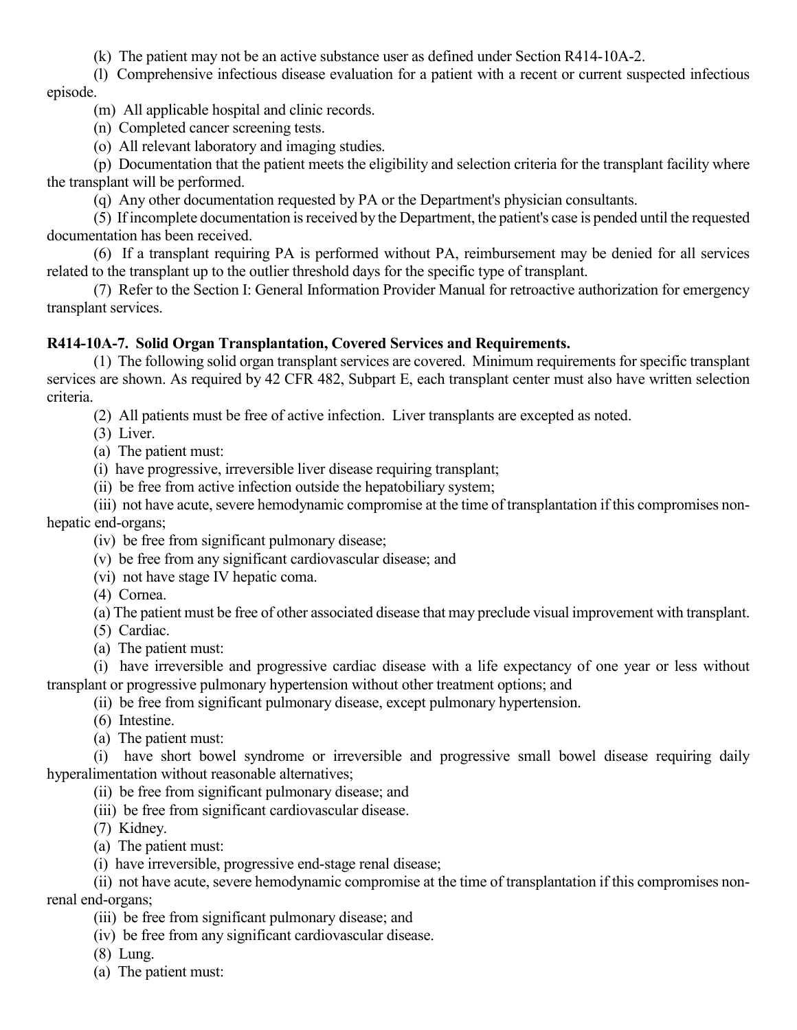(k) The patient may not be an active substance user as defined under Section R414-10A-2.

(l) Comprehensive infectious disease evaluation for a patient with a recent or current suspected infectious episode.

(m) All applicable hospital and clinic records.

(n) Completed cancer screening tests.

(o) All relevant laboratory and imaging studies.

(p) Documentation that the patient meets the eligibility and selection criteria for the transplant facility where the transplant will be performed.

(q) Any other documentation requested by PA or the Department's physician consultants.

(5) If incomplete documentation is received by the Department, the patient's case is pended until the requested documentation has been received.

(6) If a transplant requiring PA is performed without PA, reimbursement may be denied for all services related to the transplant up to the outlier threshold days for the specific type of transplant.

(7) Refer to the Section I: General Information Provider Manual for retroactive authorization for emergency transplant services.

**R414-10A-7. Solid Organ Transplantation, Covered Services and Requirements.**

(1) The following solid organ transplant services are covered. Minimum requirements for specific transplant services are shown. As required by 42 CFR 482, Subpart E, each transplant center must also have written selection criteria.

(2) All patients must be free of active infection. Liver transplants are excepted as noted.

(3) Liver.

(a) The patient must:

(i) have progressive, irreversible liver disease requiring transplant;

(ii) be free from active infection outside the hepatobiliary system;

(iii) not have acute, severe hemodynamic compromise at the time of transplantation if this compromises non-hepatic end-organs;

(iv) be free from significant pulmonary disease;

(v) be free from any significant cardiovascular disease; and

(vi) not have stage IV hepatic coma.

(4) Cornea.

(a) The patient must be free of other associated disease that may preclude visual improvement with transplant.

(5) Cardiac.

(a) The patient must:

(i) have irreversible and progressive cardiac disease with a life expectancy of one year or less without transplant or progressive pulmonary hypertension without other treatment options; and

(ii) be free from significant pulmonary disease, except pulmonary hypertension.

(6) Intestine.

(a) The patient must:

(i) have short bowel syndrome or irreversible and progressive small bowel disease requiring daily hyperalimentation without reasonable alternatives;

(ii) be free from significant pulmonary disease; and

(iii) be free from significant cardiovascular disease.

(7) Kidney.

(a) The patient must:

(i) have irreversible, progressive end-stage renal disease;

(ii) not have acute, severe hemodynamic compromise at the time of transplantation if this compromises non-renal end-organs;

(iii) be free from significant pulmonary disease; and

(iv) be free from any significant cardiovascular disease.

(8) Lung.

(a) The patient must: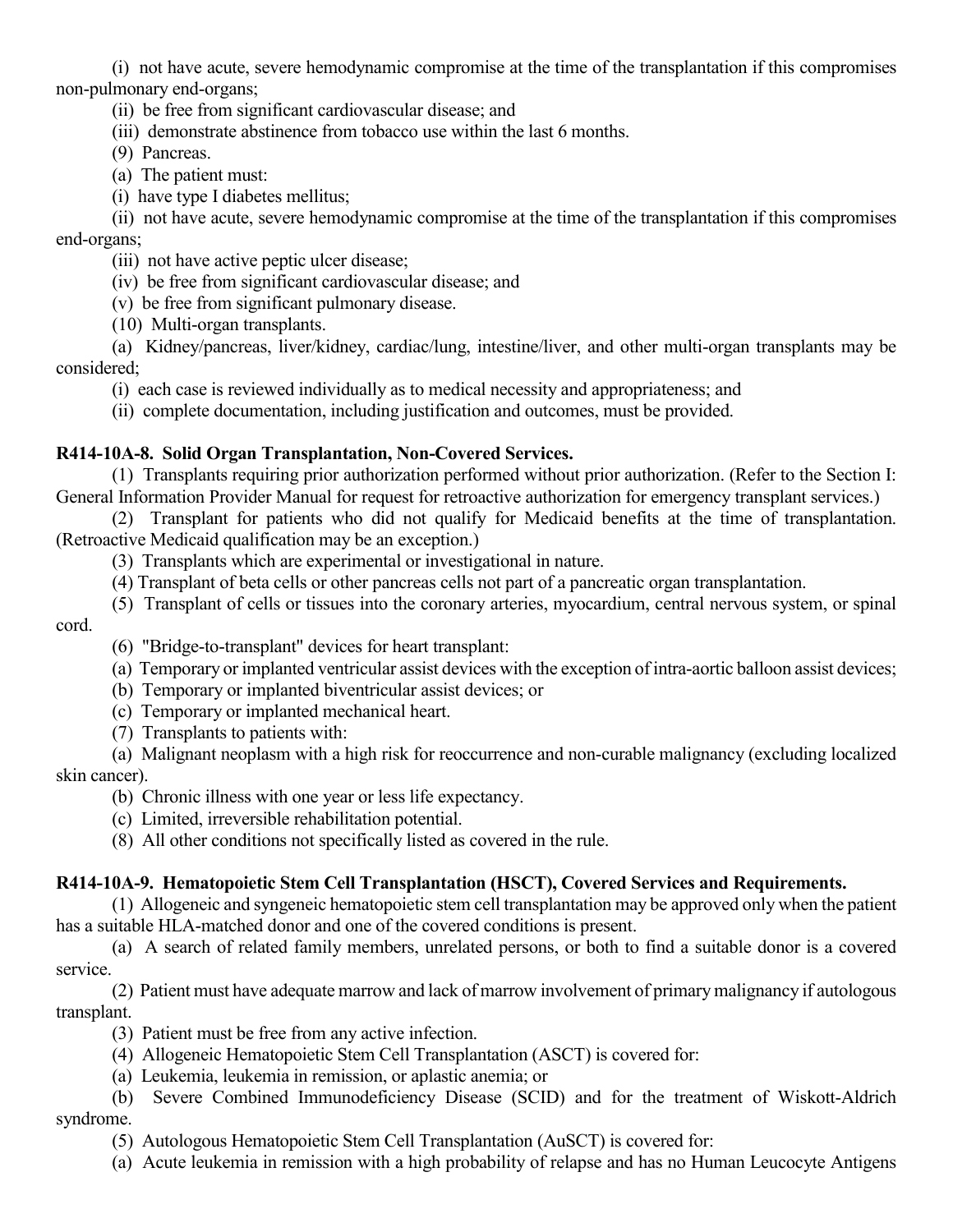(i) not have acute, severe hemodynamic compromise at the time of the transplantation if this compromises non-pulmonary end-organs;

(ii) be free from significant cardiovascular disease; and

(iii) demonstrate abstinence from tobacco use within the last 6 months.

(9) Pancreas.

(a) The patient must:

(i) have type I diabetes mellitus;

(ii) not have acute, severe hemodynamic compromise at the time of the transplantation if this compromises end-organs;

(iii) not have active peptic ulcer disease;

(iv) be free from significant cardiovascular disease; and

(v) be free from significant pulmonary disease.

(10) Multi-organ transplants.

(a) Kidney/pancreas, liver/kidney, cardiac/lung, intestine/liver, and other multi-organ transplants may be considered;

(i) each case is reviewed individually as to medical necessity and appropriateness; and

(ii) complete documentation, including justification and outcomes, must be provided.

**R414-10A-8. Solid Organ Transplantation, Non-Covered Services.**

(1) Transplants requiring prior authorization performed without prior authorization. (Refer to the Section I: General Information Provider Manual for request for retroactive authorization for emergency transplant services.)

(2) Transplant for patients who did not qualify for Medicaid benefits at the time of transplantation. (Retroactive Medicaid qualification may be an exception.)

(3) Transplants which are experimental or investigational in nature.

(4) Transplant of beta cells or other pancreas cells not part of a pancreatic organ transplantation.

(5) Transplant of cells or tissues into the coronary arteries, myocardium, central nervous system, or spinal cord.

(6) "Bridge-to-transplant" devices for heart transplant:

(a) Temporary or implanted ventricular assist devices with the exception of intra-aortic balloon assist devices;

(b) Temporary or implanted biventricular assist devices; or

(c) Temporary or implanted mechanical heart.

(7) Transplants to patients with:

(a) Malignant neoplasm with a high risk for reoccurrence and non-curable malignancy (excluding localized skin cancer).

(b) Chronic illness with one year or less life expectancy.

(c) Limited, irreversible rehabilitation potential.

(8) All other conditions not specifically listed as covered in the rule.

**R414-10A-9. Hematopoietic Stem Cell Transplantation (HSCT), Covered Services and Requirements.**

(1) Allogeneic and syngeneic hematopoietic stem cell transplantation may be approved only when the patient has a suitable HLA-matched donor and one of the covered conditions is present.

(a) A search of related family members, unrelated persons, or both to find a suitable donor is a covered service.

(2) Patient must have adequate marrow and lack of marrow involvement of primary malignancy if autologous transplant.

(3) Patient must be free from any active infection.

(4) Allogeneic Hematopoietic Stem Cell Transplantation (ASCT) is covered for:

(a) Leukemia, leukemia in remission, or aplastic anemia; or

(b) Severe Combined Immunodeficiency Disease (SCID) and for the treatment of Wiskott-Aldrich syndrome.

(5) Autologous Hematopoietic Stem Cell Transplantation (AuSCT) is covered for:

(a) Acute leukemia in remission with a high probability of relapse and has no Human Leucocyte Antigens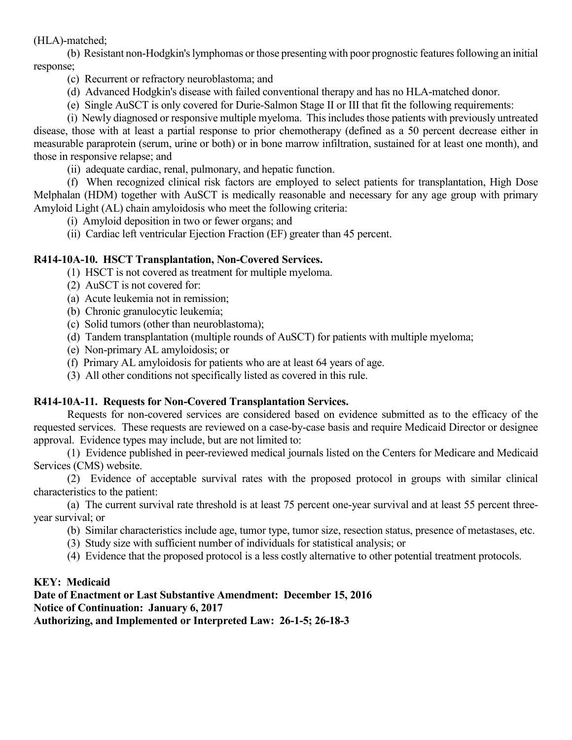(HLA)-matched;

(b) Resistant non-Hodgkin's lymphomas or those presenting with poor prognostic features following an initial response;

(c) Recurrent or refractory neuroblastoma; and

(d) Advanced Hodgkin's disease with failed conventional therapy and has no HLA-matched donor.

(e) Single AuSCT is only covered for Durie-Salmon Stage II or III that fit the following requirements:

(i) Newly diagnosed or responsive multiple myeloma. This includes those patients with previously untreated disease, those with at least a partial response to prior chemotherapy (defined as a 50 percent decrease either in measurable paraprotein (serum, urine or both) or in bone marrow infiltration, sustained for at least one month), and those in responsive relapse; and

(ii) adequate cardiac, renal, pulmonary, and hepatic function.

(f) When recognized clinical risk factors are employed to select patients for transplantation, High Dose Melphalan (HDM) together with AuSCT is medically reasonable and necessary for any age group with primary Amyloid Light (AL) chain amyloidosis who meet the following criteria:

(i) Amyloid deposition in two or fewer organs; and

(ii) Cardiac left ventricular Ejection Fraction (EF) greater than 45 percent.

**R414-10A-10. HSCT Transplantation, Non-Covered Services.**

(1) HSCT is not covered as treatment for multiple myeloma.

(2) AuSCT is not covered for:

(a) Acute leukemia not in remission;

(b) Chronic granulocytic leukemia;

(c) Solid tumors (other than neuroblastoma);

(d) Tandem transplantation (multiple rounds of AuSCT) for patients with multiple myeloma;

(e) Non-primary AL amyloidosis; or

(f) Primary AL amyloidosis for patients who are at least 64 years of age.

(3) All other conditions not specifically listed as covered in this rule.

**R414-10A-11. Requests for Non-Covered Transplantation Services.**

Requests for non-covered services are considered based on evidence submitted as to the efficacy of the requested services. These requests are reviewed on a case-by-case basis and require Medicaid Director or designee approval. Evidence types may include, but are not limited to:

(1) Evidence published in peer-reviewed medical journals listed on the Centers for Medicare and Medicaid Services (CMS) website.

(2) Evidence of acceptable survival rates with the proposed protocol in groups with similar clinical characteristics to the patient:

(a) The current survival rate threshold is at least 75 percent one-year survival and at least 55 percent three-year survival; or

(b) Similar characteristics include age, tumor type, tumor size, resection status, presence of metastases, etc.

(3) Study size with sufficient number of individuals for statistical analysis; or

(4) Evidence that the proposed protocol is a less costly alternative to other potential treatment protocols.

**KEY: Medicaid**
**Date of Enactment or Last Substantive Amendment: December 15, 2016**
**Notice of Continuation: January 6, 2017**
**Authorizing, and Implemented or Interpreted Law: 26-1-5; 26-18-3**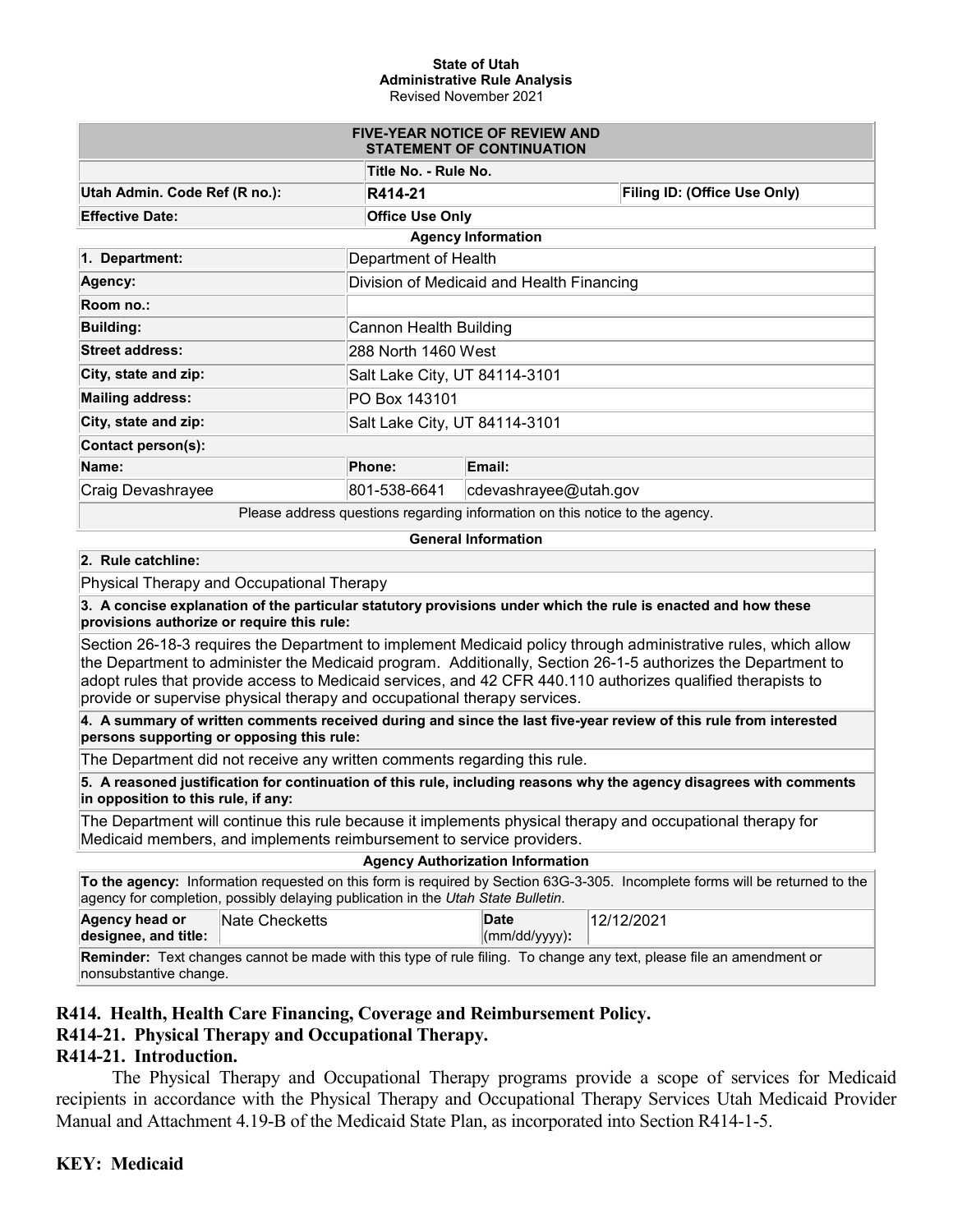**State of Utah**
**Administrative Rule Analysis**
Revised November 2021

| FIVE-YEAR NOTICE OF REVIEW AND STATEMENT OF CONTINUATION | | |
|---|---|---|
| | **Title No. - Rule No.** | |
| **Utah Admin. Code Ref (R no.):** | **R414-21** | **Filing ID: (Office Use Only)** |
| **Effective Date:** | **Office Use Only** | |

**Agency Information**

| | | |
|---|---|---|
| **1. Department:** | Department of Health | |
| **Agency:** | Division of Medicaid and Health Financing | |
| **Room no.:** | | |
| **Building:** | Cannon Health Building | |
| **Street address:** | 288 North 1460 West | |
| **City, state and zip:** | Salt Lake City, UT 84114-3101 | |
| **Mailing address:** | PO Box 143101 | |
| **City, state and zip:** | Salt Lake City, UT 84114-3101 | |
| **Contact person(s):** | | |
| **Name:** | **Phone:** | **Email:** |
| Craig Devashrayee | 801-538-6641 | cdevashrayee@utah.gov |

Please address questions regarding information on this notice to the agency.

**General Information**

**2. Rule catchline:**

Physical Therapy and Occupational Therapy

**3. A concise explanation of the particular statutory provisions under which the rule is enacted and how these provisions authorize or require this rule:**

Section 26-18-3 requires the Department to implement Medicaid policy through administrative rules, which allow the Department to administer the Medicaid program. Additionally, Section 26-1-5 authorizes the Department to adopt rules that provide access to Medicaid services, and 42 CFR 440.110 authorizes qualified therapists to provide or supervise physical therapy and occupational therapy services.

**4. A summary of written comments received during and since the last five-year review of this rule from interested persons supporting or opposing this rule:**

The Department did not receive any written comments regarding this rule.

**5. A reasoned justification for continuation of this rule, including reasons why the agency disagrees with comments in opposition to this rule, if any:**

The Department will continue this rule because it implements physical therapy and occupational therapy for Medicaid members, and implements reimbursement to service providers.

**Agency Authorization Information**

**To the agency:** Information requested on this form is required by Section 63G-3-305. Incomplete forms will be returned to the agency for completion, possibly delaying publication in the *Utah State Bulletin*.

| | | | |
|---|---|---|---|
| **Agency head or designee, and title:** | Nate Checketts | **Date (mm/dd/yyyy):** | 12/12/2021 |

**Reminder:** Text changes cannot be made with this type of rule filing. To change any text, please file an amendment or nonsubstantive change.

**R414. Health, Health Care Financing, Coverage and Reimbursement Policy.**
**R414-21. Physical Therapy and Occupational Therapy.**
**R414-21. Introduction.**

The Physical Therapy and Occupational Therapy programs provide a scope of services for Medicaid recipients in accordance with the Physical Therapy and Occupational Therapy Services Utah Medicaid Provider Manual and Attachment 4.19-B of the Medicaid State Plan, as incorporated into Section R414-1-5.

**KEY: Medicaid**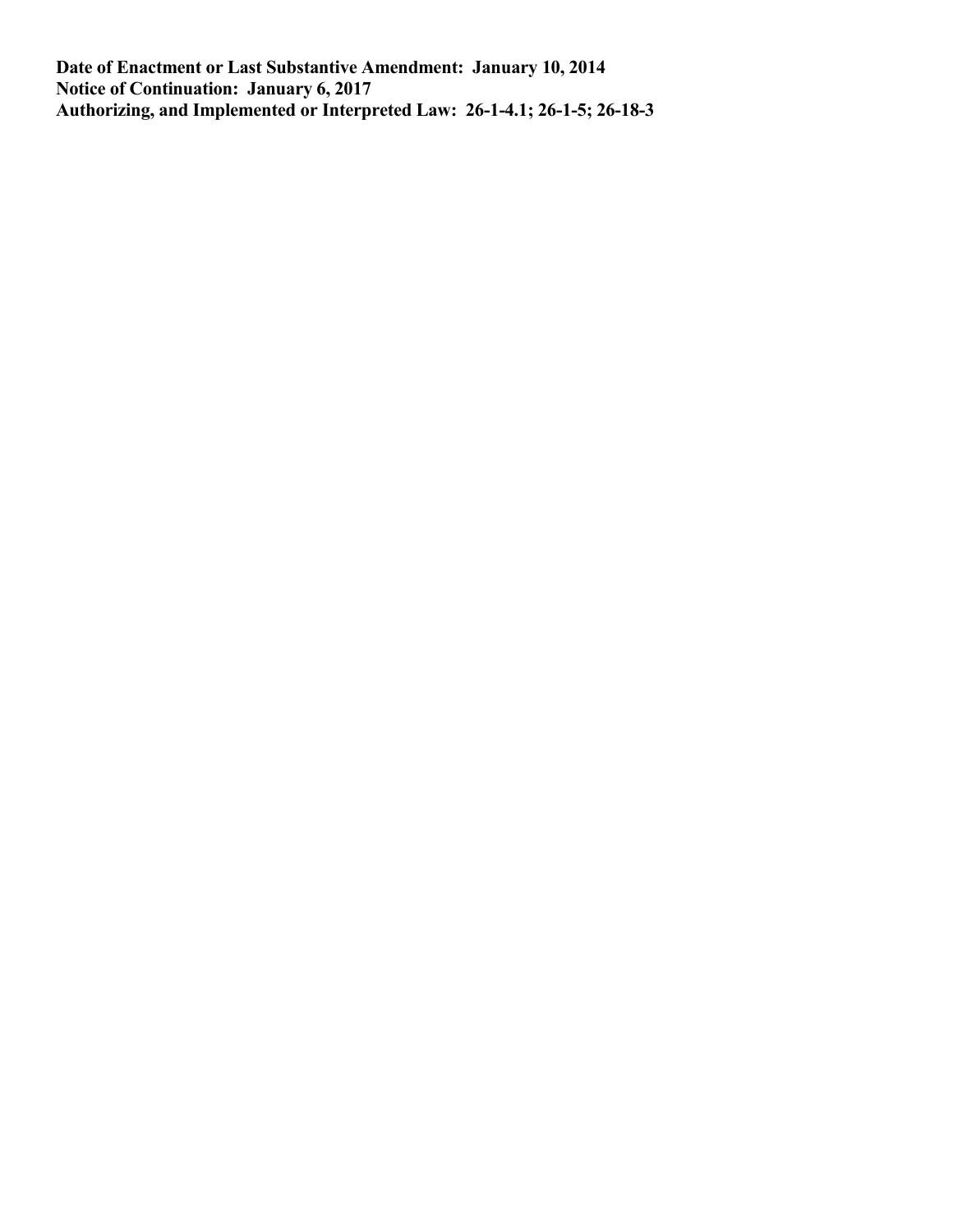**Date of Enactment or Last Substantive Amendment: January 10, 2014**
**Notice of Continuation: January 6, 2017**
**Authorizing, and Implemented or Interpreted Law: 26-1-4.1; 26-1-5; 26-18-3**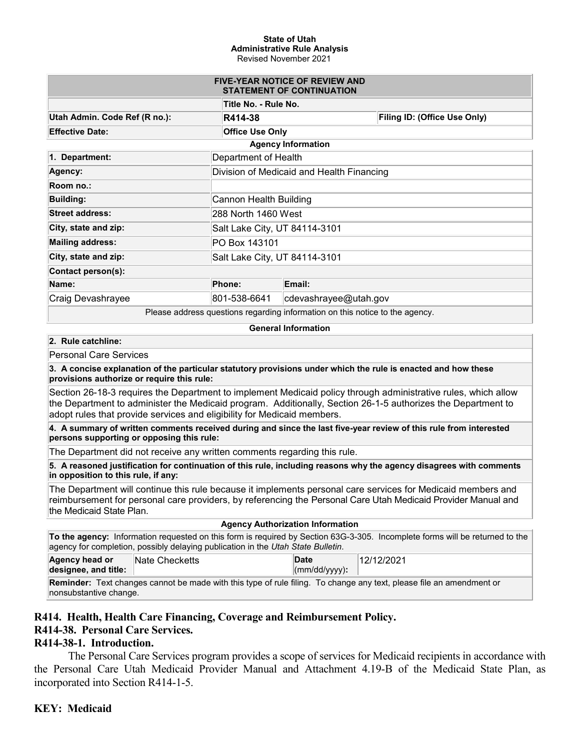**State of Utah**
**Administrative Rule Analysis**
Revised November 2021

| **FIVE-YEAR NOTICE OF REVIEW AND STATEMENT OF CONTINUATION** | | |
|---|---|---|
| | **Title No. - Rule No.** | |
| **Utah Admin. Code Ref (R no.):** | **R414-38** | **Filing ID: (Office Use Only)** |
| **Effective Date:** | **Office Use Only** | |

**Agency Information**

| | | |
|---|---|---|
| **1. Department:** | Department of Health | |
| **Agency:** | Division of Medicaid and Health Financing | |
| **Room no.:** | | |
| **Building:** | Cannon Health Building | |
| **Street address:** | 288 North 1460 West | |
| **City, state and zip:** | Salt Lake City, UT 84114-3101 | |
| **Mailing address:** | PO Box 143101 | |
| **City, state and zip:** | Salt Lake City, UT 84114-3101 | |
| **Contact person(s):** | | |
| **Name:** | **Phone:** | **Email:** |
| Craig Devashrayee | 801-538-6641 | cdevashrayee@utah.gov |

Please address questions regarding information on this notice to the agency.

**General Information**

**2. Rule catchline:**

Personal Care Services

**3. A concise explanation of the particular statutory provisions under which the rule is enacted and how these provisions authorize or require this rule:**

Section 26-18-3 requires the Department to implement Medicaid policy through administrative rules, which allow the Department to administer the Medicaid program. Additionally, Section 26-1-5 authorizes the Department to adopt rules that provide services and eligibility for Medicaid members.

**4. A summary of written comments received during and since the last five-year review of this rule from interested persons supporting or opposing this rule:**

The Department did not receive any written comments regarding this rule.

**5. A reasoned justification for continuation of this rule, including reasons why the agency disagrees with comments in opposition to this rule, if any:**

The Department will continue this rule because it implements personal care services for Medicaid members and reimbursement for personal care providers, by referencing the Personal Care Utah Medicaid Provider Manual and the Medicaid State Plan.

**Agency Authorization Information**

**To the agency:** Information requested on this form is required by Section 63G-3-305. Incomplete forms will be returned to the agency for completion, possibly delaying publication in the *Utah State Bulletin*.

| | | | |
|---|---|---|---|
| **Agency head or designee, and title:** | Nate Checketts | **Date** (mm/dd/yyyy)**:** | 12/12/2021 |

**Reminder:** Text changes cannot be made with this type of rule filing. To change any text, please file an amendment or nonsubstantive change.

## R414. Health, Health Care Financing, Coverage and Reimbursement Policy.

## R414-38. Personal Care Services.

### R414-38-1. Introduction.

The Personal Care Services program provides a scope of services for Medicaid recipients in accordance with the Personal Care Utah Medicaid Provider Manual and Attachment 4.19-B of the Medicaid State Plan, as incorporated into Section R414-1-5.

**KEY: Medicaid**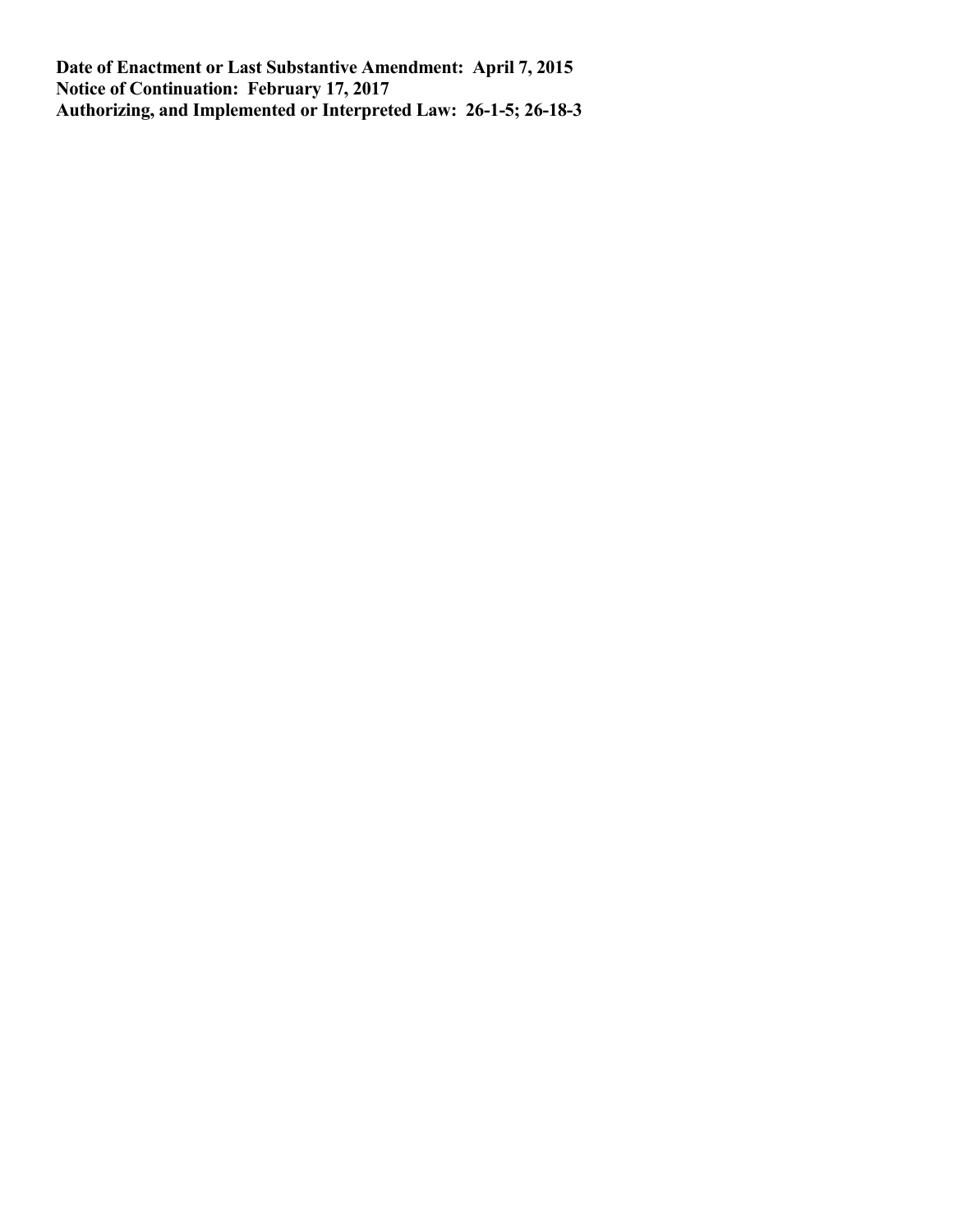**Date of Enactment or Last Substantive Amendment: April 7, 2015**
**Notice of Continuation: February 17, 2017**
**Authorizing, and Implemented or Interpreted Law: 26-1-5; 26-18-3**